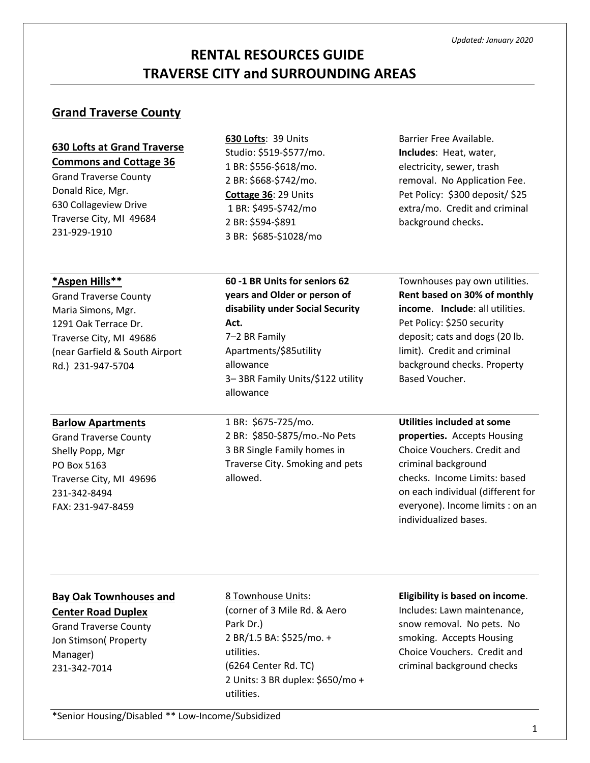*Updated: January 2020*

# RENTAL RESOURCES GUIDE
# TRAVERSE CITY and SURROUNDING AREAS

## Grand Traverse County

| | | |
|---|---|---|
| **630 Lofts at Grand Traverse Commons and Cottage 36**<br>Grand Traverse County<br>Donald Rice, Mgr.<br>630 Collageview Drive<br>Traverse City, MI 49684<br>231-929-1910 | **630 Lofts**: 39 Units<br>Studio: $519-$577/mo.<br>1 BR: $556-$618/mo.<br>2 BR: $668-$742/mo.<br>**Cottage 36**: 29 Units<br>1 BR: $495-$742/mo<br>2 BR: $594-$891<br>3 BR: $685-$1028/mo | Barrier Free Available. **Includes**: Heat, water, electricity, sewer, trash removal. No Application Fee. Pet Policy: $300 deposit/ $25 extra/mo. Credit and criminal background checks**.** |
| **\*Aspen Hills\*\***<br>Grand Traverse County<br>Maria Simons, Mgr.<br>1291 Oak Terrace Dr.<br>Traverse City, MI 49686<br>(near Garfield & South Airport Rd.) 231-947-5704 | **60 -1 BR Units for seniors 62 years and Older or person of disability under Social Security Act.**<br>7–2 BR Family Apartments/$85utility allowance<br>3– 3BR Family Units/$122 utility allowance | Townhouses pay own utilities. **Rent based on 30% of monthly income**. **Include**: all utilities. Pet Policy: $250 security deposit; cats and dogs (20 lb. limit). Credit and criminal background checks. Property Based Voucher. |
| **Barlow Apartments**<br>Grand Traverse County<br>Shelly Popp, Mgr<br>PO Box 5163<br>Traverse City, MI 49696<br>231-342-8494<br>FAX: 231-947-8459 | 1 BR: $675-725/mo.<br>2 BR: $850-$875/mo.-No Pets<br>3 BR Single Family homes in Traverse City. Smoking and pets allowed. | **Utilities included at some properties.** Accepts Housing Choice Vouchers. Credit and criminal background checks. Income Limits: based on each individual (different for everyone). Income limits : on an individualized bases. |
| **Bay Oak Townhouses and Center Road Duplex**<br>Grand Traverse County<br>Jon Stimson( Property Manager)<br>231-342-7014 | 8 Townhouse Units:<br>(corner of 3 Mile Rd. & Aero Park Dr.)<br>2 BR/1.5 BA: $525/mo. + utilities.<br>(6264 Center Rd. TC)<br>2 Units: 3 BR duplex: $650/mo + utilities. | **Eligibility is based on income**. Includes: Lawn maintenance, snow removal. No pets. No smoking. Accepts Housing Choice Vouchers. Credit and criminal background checks |

*Senior Housing/Disabled ** Low-Income/Subsidized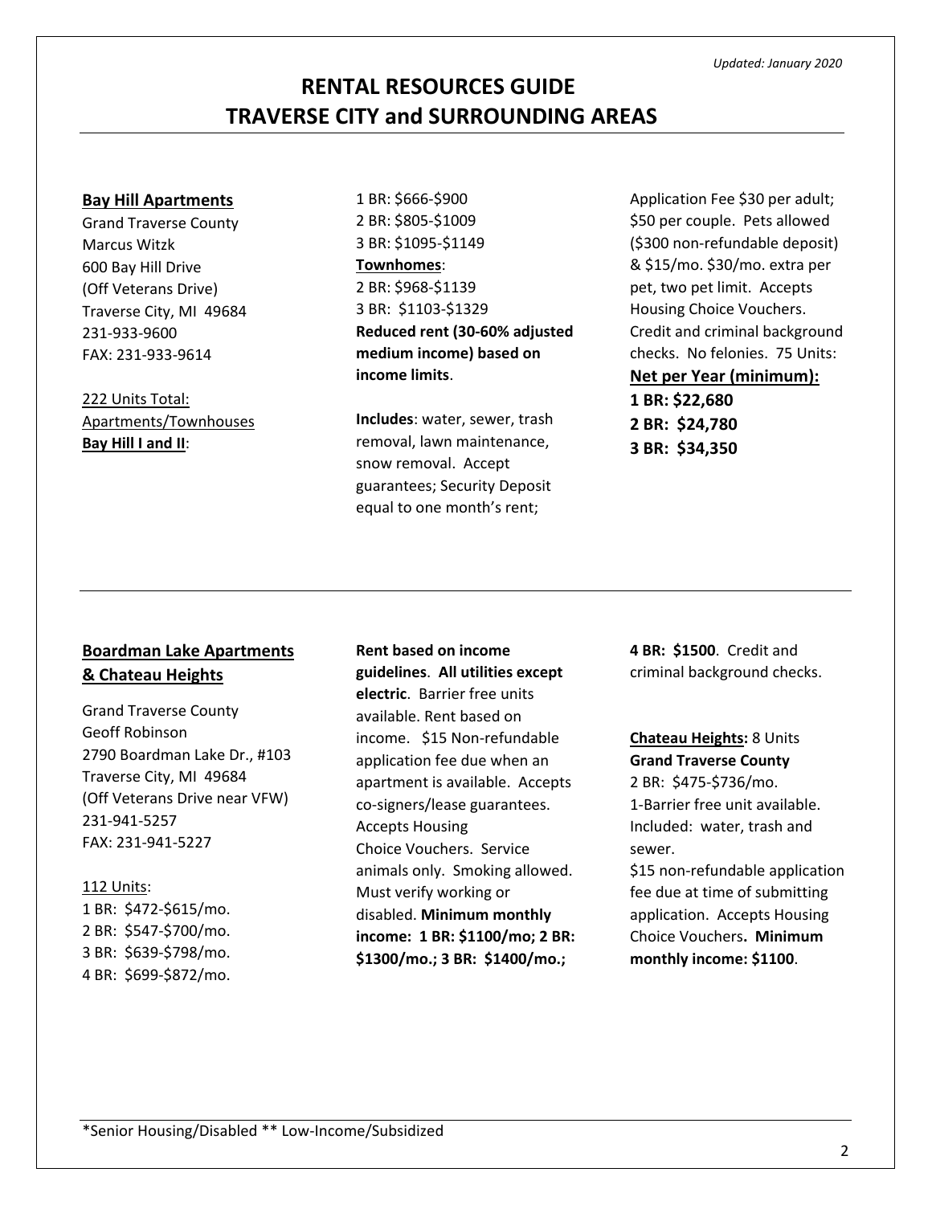*Updated: January 2020*

# RENTAL RESOURCES GUIDE
# TRAVERSE CITY and SURROUNDING AREAS

## Bay Hill Apartments

Grand Traverse County
Marcus Witzk
600 Bay Hill Drive
(Off Veterans Drive)
Traverse City, MI 49684
231-933-9600
FAX: 231-933-9614

222 Units Total:
Apartments/Townhouses
**Bay Hill I and II**:

1 BR: $666-$900
2 BR: $805-$1009
3 BR: $1095-$1149
**Townhomes**:
2 BR: $968-$1139
3 BR: $1103-$1329
**Reduced rent (30-60% adjusted medium income) based on income limits**.

**Includes**: water, sewer, trash removal, lawn maintenance, snow removal. Accept guarantees; Security Deposit equal to one month's rent; Application Fee $30 per adult; $50 per couple. Pets allowed ($300 non-refundable deposit) & $15/mo. $30/mo. extra per pet, two pet limit. Accepts Housing Choice Vouchers. Credit and criminal background checks. No felonies. 75 Units:

**Net per Year (minimum):**
**1 BR: $22,680**
**2 BR: $24,780**
**3 BR: $34,350**

---

## Boardman Lake Apartments & Chateau Heights

Grand Traverse County
Geoff Robinson
2790 Boardman Lake Dr., #103
Traverse City, MI 49684
(Off Veterans Drive near VFW)
231-941-5257
FAX: 231-941-5227

112 Units:
1 BR: $472-$615/mo.
2 BR: $547-$700/mo.
3 BR: $639-$798/mo.
4 BR: $699-$872/mo.

**Rent based on income guidelines**. **All utilities except electric**. Barrier free units available. Rent based on income. $15 Non-refundable application fee due when an apartment is available. Accepts co-signers/lease guarantees. Accepts Housing Choice Vouchers. Service animals only. Smoking allowed. Must verify working or disabled. **Minimum monthly income: 1 BR: $1100/mo; 2 BR: $1300/mo.; 3 BR: $1400/mo.; 4 BR: $1500**. Credit and criminal background checks.

**Chateau Heights:** 8 Units
**Grand Traverse County**
2 BR: $475-$736/mo.
1-Barrier free unit available.
Included: water, trash and sewer.
$15 non-refundable application fee due at time of submitting application. Accepts Housing Choice Vouchers**. Minimum monthly income: $1100**.

---

*Senior Housing/Disabled ** Low-Income/Subsidized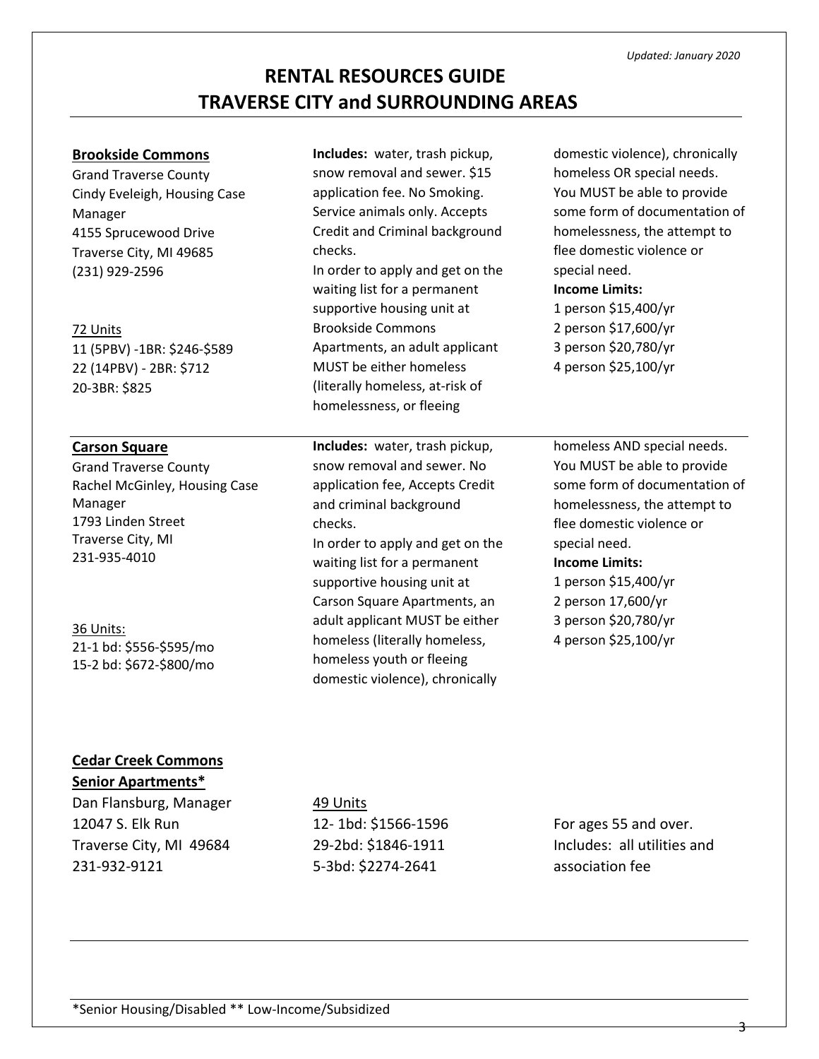*Updated: January 2020*

# RENTAL RESOURCES GUIDE
# TRAVERSE CITY and SURROUNDING AREAS

**Brookside Commons**
Grand Traverse County
Cindy Eveleigh, Housing Case Manager
4155 Sprucewood Drive
Traverse City, MI 49685
(231) 929-2596

72 Units
11 (5PBV) -1BR: $246-$589
22 (14PBV) - 2BR: $712
20-3BR: $825

**Includes:** water, trash pickup, snow removal and sewer. $15 application fee. No Smoking. Service animals only. Accepts Credit and Criminal background checks.
In order to apply and get on the waiting list for a permanent supportive housing unit at Brookside Commons Apartments, an adult applicant MUST be either homeless (literally homeless, at-risk of homelessness, or fleeing domestic violence), chronically homeless OR special needs. You MUST be able to provide some form of documentation of homelessness, the attempt to flee domestic violence or special need.

**Income Limits:**
1 person $15,400/yr
2 person $17,600/yr
3 person $20,780/yr
4 person $25,100/yr

---

**Carson Square**
Grand Traverse County
Rachel McGinley, Housing Case Manager
1793 Linden Street
Traverse City, MI
231-935-4010

36 Units:
21-1 bd: $556-$595/mo
15-2 bd: $672-$800/mo

**Includes:** water, trash pickup, snow removal and sewer. No application fee, Accepts Credit and criminal background checks.
In order to apply and get on the waiting list for a permanent supportive housing unit at Carson Square Apartments, an adult applicant MUST be either homeless (literally homeless, homeless youth or fleeing domestic violence), chronically homeless AND special needs. You MUST be able to provide some form of documentation of homelessness, the attempt to flee domestic violence or special need.

**Income Limits:**
1 person $15,400/yr
2 person 17,600/yr
3 person $20,780/yr
4 person $25,100/yr

---

**Cedar Creek Commons Senior Apartments***
Dan Flansburg, Manager
12047 S. Elk Run
Traverse City, MI 49684
231-932-9121

49 Units
12- 1bd: $1566-1596
29-2bd: $1846-1911
5-3bd: $2274-2641

For ages 55 and over.
Includes: all utilities and association fee

---

*Senior Housing/Disabled ** Low-Income/Subsidized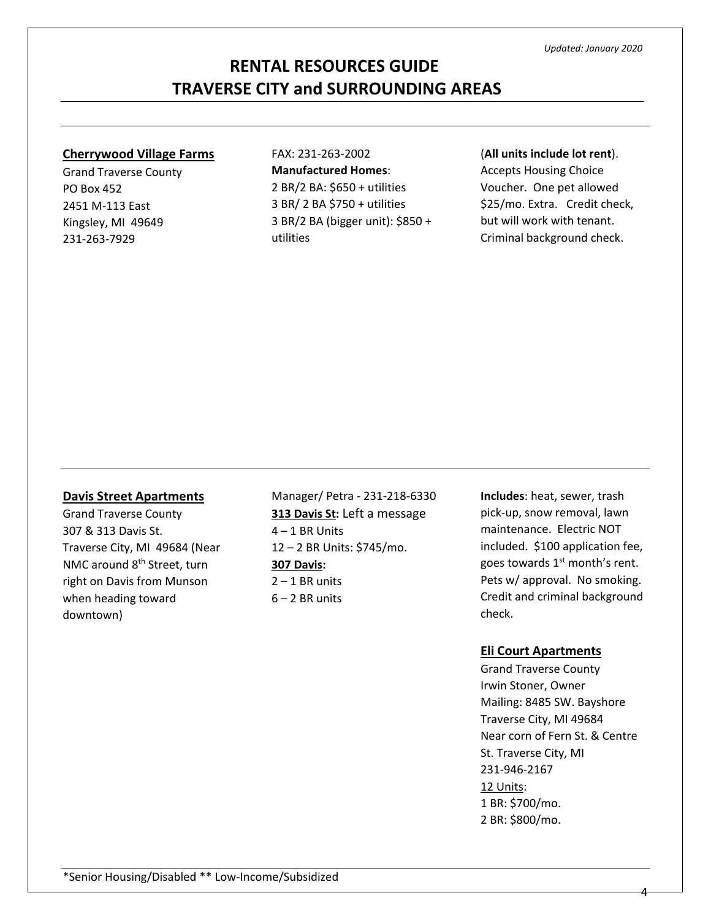*Updated: January 2020*

# RENTAL RESOURCES GUIDE
# TRAVERSE CITY and SURROUNDING AREAS

## Cherrywood Village Farms

Grand Traverse County
PO Box 452
2451 M-113 East
Kingsley, MI 49649
231-263-7929

FAX: 231-263-2002

**Manufactured Homes**:
2 BR/2 BA: $650 + utilities
3 BR/ 2 BA $750 + utilities
3 BR/2 BA (bigger unit): $850 + utilities

(**All units include lot rent**). Accepts Housing Choice Voucher. One pet allowed $25/mo. Extra. Credit check, but will work with tenant. Criminal background check.

## Davis Street Apartments

Grand Traverse County
307 & 313 Davis St.
Traverse City, MI 49684 (Near NMC around 8th Street, turn right on Davis from Munson when heading toward downtown)

Manager/ Petra - 231-218-6330

**313 Davis St:** Left a message
4 – 1 BR Units
12 – 2 BR Units: $745/mo.

**307 Davis:**
2 – 1 BR units
6 – 2 BR units

**Includes**: heat, sewer, trash pick-up, snow removal, lawn maintenance. Electric NOT included. $100 application fee, goes towards 1st month's rent. Pets w/ approval. No smoking. Credit and criminal background check.

## Eli Court Apartments

Grand Traverse County
Irwin Stoner, Owner
Mailing: 8485 SW. Bayshore
Traverse City, MI 49684
Near corn of Fern St. & Centre St. Traverse City, MI
231-946-2167

12 Units:
1 BR: $700/mo.
2 BR: $800/mo.

*Senior Housing/Disabled ** Low-Income/Subsidized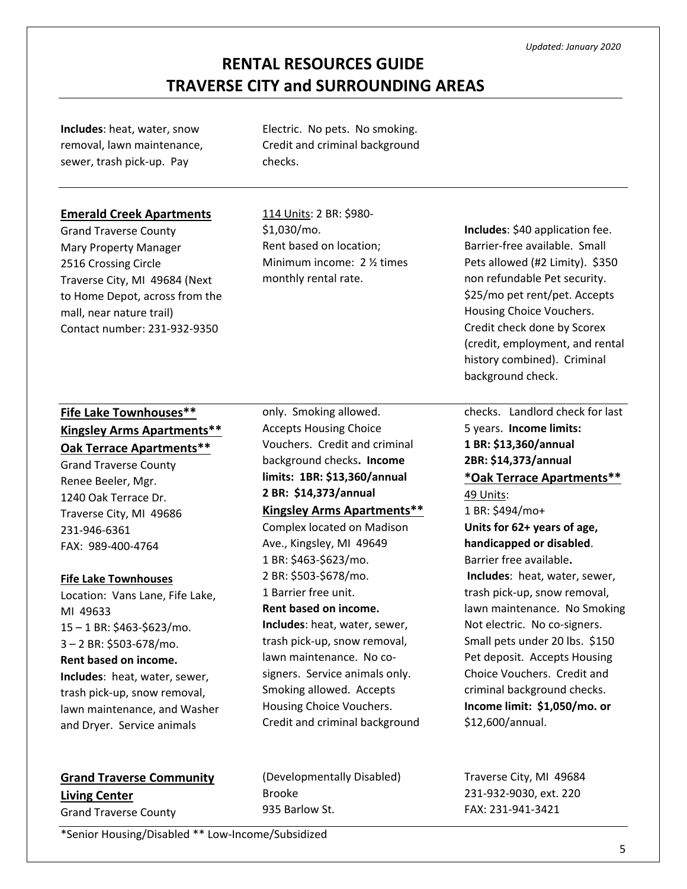*Updated: January 2020*

# RENTAL RESOURCES GUIDE
# TRAVERSE CITY and SURROUNDING AREAS

**Includes**: heat, water, snow removal, lawn maintenance, sewer, trash pick-up. Pay Electric. No pets. No smoking. Credit and criminal background checks.

---

**Emerald Creek Apartments**
Grand Traverse County
Mary Property Manager
2516 Crossing Circle
Traverse City, MI 49684 (Next to Home Depot, across from the mall, near nature trail)
Contact number: 231-932-9350

114 Units: 2 BR: $980-$1,030/mo.
Rent based on location; Minimum income: 2 ½ times monthly rental rate.

**Includes**: $40 application fee. Barrier-free available. Small Pets allowed (#2 Limity). $350 non refundable Pet security. $25/mo pet rent/pet. Accepts Housing Choice Vouchers. Credit check done by Scorex (credit, employment, and rental history combined). Criminal background check.

---

**Fife Lake Townhouses****
**Kingsley Arms Apartments****
**Oak Terrace Apartments****
Grand Traverse County
Renee Beeler, Mgr.
1240 Oak Terrace Dr.
Traverse City, MI 49686
231-946-6361
FAX: 989-400-4764

**Fife Lake Townhouses**
Location: Vans Lane, Fife Lake, MI 49633
15 – 1 BR: $463-$623/mo.
3 – 2 BR: $503-678/mo.
**Rent based on income.**
**Includes**: heat, water, sewer, trash pick-up, snow removal, lawn maintenance, and Washer and Dryer. Service animals only. Smoking allowed. Accepts Housing Choice Vouchers. Credit and criminal background checks. **Income limits: 1BR: $13,360/annual**
**2 BR: $14,373/annual**

**Kingsley Arms Apartments****
Complex located on Madison Ave., Kingsley, MI 49649
1 BR: $463-$623/mo.
2 BR: $503-$678/mo.
1 Barrier free unit.
**Rent based on income.**
**Includes**: heat, water, sewer, trash pick-up, snow removal, lawn maintenance. No co-signers. Service animals only. Smoking allowed. Accepts Housing Choice Vouchers. Credit and criminal background checks. Landlord check for last 5 years. **Income limits:**
**1 BR: $13,360/annual**
**2BR: $14,373/annual**

***Oak Terrace Apartments****
49 Units:
1 BR: $494/mo+
**Units for 62+ years of age, handicapped or disabled**. Barrier free available**.**
**Includes**: heat, water, sewer, trash pick-up, snow removal, lawn maintenance. No Smoking Not electric. No co-signers. Small pets under 20 lbs. $150 Pet deposit. Accepts Housing Choice Vouchers. Credit and criminal background checks.
**Income limit: $1,050/mo. or** $12,600/annual.

---

**Grand Traverse Community Living Center**
Grand Traverse County
(Developmentally Disabled)
Brooke
935 Barlow St.
Traverse City, MI 49684
231-932-9030, ext. 220
FAX: 231-941-3421

---

*Senior Housing/Disabled ** Low-Income/Subsidized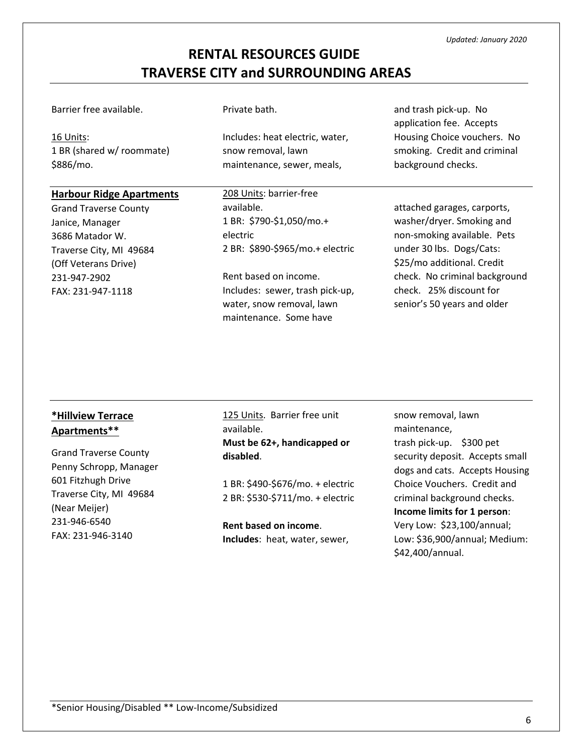*Updated: January 2020*

# RENTAL RESOURCES GUIDE
# TRAVERSE CITY and SURROUNDING AREAS

Barrier free available.

16 Units:
1 BR (shared w/ roommate)
$886/mo.

Private bath.

Includes: heat electric, water, snow removal, lawn maintenance, sewer, meals, and trash pick-up. No application fee. Accepts Housing Choice vouchers. No smoking. Credit and criminal background checks.

---

**Harbour Ridge Apartments**

Grand Traverse County
Janice, Manager
3686 Matador W.
Traverse City, MI 49684
(Off Veterans Drive)
231-947-2902
FAX: 231-947-1118

208 Units: barrier-free available.
1 BR: $790-$1,050/mo.+ electric
2 BR: $890-$965/mo.+ electric

Rent based on income. Includes: sewer, trash pick-up, water, snow removal, lawn maintenance. Some have attached garages, carports, washer/dryer. Smoking and non-smoking available. Pets under 30 lbs. Dogs/Cats: $25/mo additional. Credit check. No criminal background check. 25% discount for senior's 50 years and older

---

**\*Hillview Terrace Apartments\*\***

Grand Traverse County
Penny Schropp, Manager
601 Fitzhugh Drive
Traverse City, MI 49684
(Near Meijer)
231-946-6540
FAX: 231-946-3140

125 Units. Barrier free unit available.
**Must be 62+, handicapped or disabled**.

1 BR: $490-$676/mo. + electric
2 BR: $530-$711/mo. + electric

**Rent based on income**.
**Includes**: heat, water, sewer, snow removal, lawn maintenance, trash pick-up. $300 pet security deposit. Accepts small dogs and cats. Accepts Housing Choice Vouchers. Credit and criminal background checks.
**Income limits for 1 person**: Very Low: $23,100/annual; Low: $36,900/annual; Medium: $42,400/annual.

---

*Senior Housing/Disabled ** Low-Income/Subsidized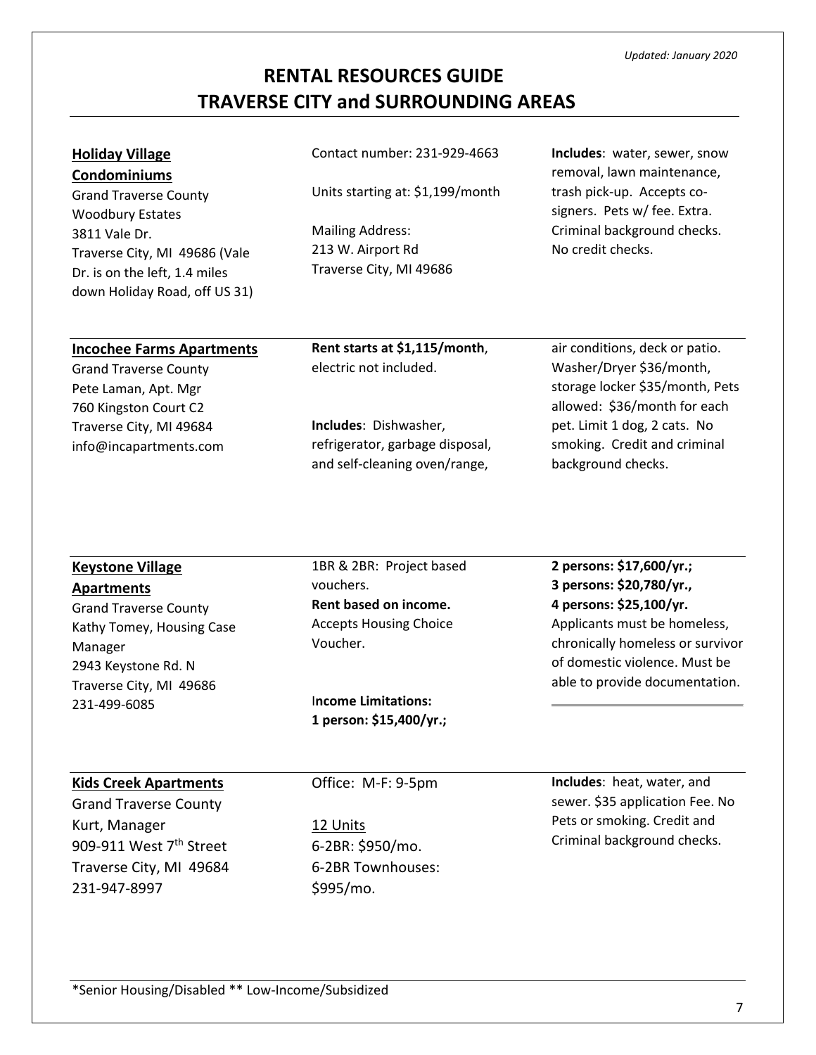*Updated: January 2020*

# RENTAL RESOURCES GUIDE
# TRAVERSE CITY and SURROUNDING AREAS

**Holiday Village Condominiums**
Grand Traverse County
Woodbury Estates
3811 Vale Dr.
Traverse City, MI 49686 (Vale Dr. is on the left, 1.4 miles down Holiday Road, off US 31)

Contact number: 231-929-4663

Units starting at: $1,199/month

Mailing Address:
213 W. Airport Rd
Traverse City, MI 49686

**Includes**: water, sewer, snow removal, lawn maintenance, trash pick-up. Accepts co-signers. Pets w/ fee. Extra. Criminal background checks. No credit checks.

---

**Incochee Farms Apartments**
Grand Traverse County
Pete Laman, Apt. Mgr
760 Kingston Court C2
Traverse City, MI 49684
info@incapartments.com

**Rent starts at $1,115/month**, electric not included.

**Includes**: Dishwasher, refrigerator, garbage disposal, and self-cleaning oven/range, air conditions, deck or patio. Washer/Dryer $36/month, storage locker $35/month, Pets allowed: $36/month for each pet. Limit 1 dog, 2 cats. No smoking. Credit and criminal background checks.

---

**Keystone Village Apartments**
Grand Traverse County
Kathy Tomey, Housing Case Manager
2943 Keystone Rd. N
Traverse City, MI 49686
231-499-6085

1BR & 2BR: Project based vouchers.
**Rent based on income.**
Accepts Housing Choice Voucher.

**Income Limitations:**
**1 person: $15,400/yr.;**
**2 persons: $17,600/yr.;**
**3 persons: $20,780/yr.,**
**4 persons: $25,100/yr.**

Applicants must be homeless, chronically homeless or survivor of domestic violence. Must be able to provide documentation.

---

**Kids Creek Apartments**
Grand Traverse County
Kurt, Manager
909-911 West 7th Street
Traverse City, MI 49684
231-947-8997

Office: M-F: 9-5pm

12 Units
6-2BR: $950/mo.
6-2BR Townhouses: $995/mo.

**Includes**: heat, water, and sewer. $35 application Fee. No Pets or smoking. Credit and Criminal background checks.

---

*Senior Housing/Disabled ** Low-Income/Subsidized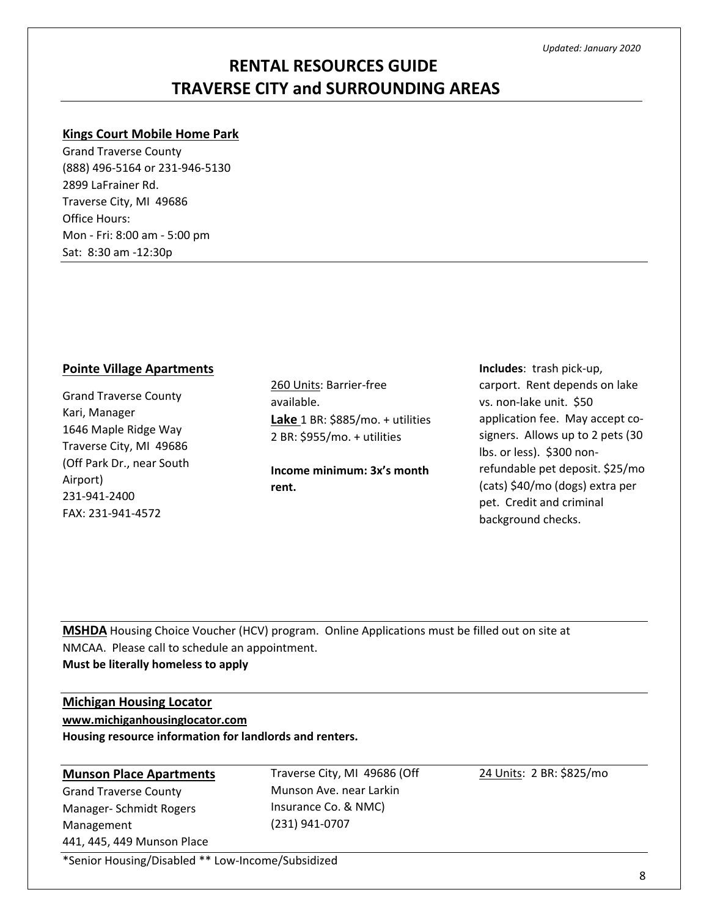*Updated: January 2020*

# RENTAL RESOURCES GUIDE
# TRAVERSE CITY and SURROUNDING AREAS

---

**Kings Court Mobile Home Park**

Grand Traverse County
(888) 496-5164 or 231-946-5130
2899 LaFrainer Rd.
Traverse City, MI 49686
Office Hours:
Mon - Fri: 8:00 am - 5:00 pm
Sat: 8:30 am -12:30p

---

**Pointe Village Apartments**

Grand Traverse County
Kari, Manager
1646 Maple Ridge Way
Traverse City, MI 49686
(Off Park Dr., near South Airport)
231-941-2400
FAX: 231-941-4572

260 Units: Barrier-free available.
**Lake** 1 BR: $885/mo. + utilities
2 BR: $955/mo. + utilities

**Income minimum: 3x's month rent.**

**Includes**: trash pick-up, carport. Rent depends on lake vs. non-lake unit. $50 application fee. May accept co-signers. Allows up to 2 pets (30 lbs. or less). $300 non-refundable pet deposit. $25/mo (cats) $40/mo (dogs) extra per pet. Credit and criminal background checks.

---

**MSHDA** Housing Choice Voucher (HCV) program. Online Applications must be filled out on site at NMCAA. Please call to schedule an appointment.
**Must be literally homeless to apply**

---

**Michigan Housing Locator**
**www.michiganhousinglocator.com**
**Housing resource information for landlords and renters.**

---

**Munson Place Apartments**

Grand Traverse County
Manager- Schmidt Rogers Management
441, 445, 449 Munson Place
Traverse City, MI 49686 (Off Munson Ave. near Larkin Insurance Co. & NMC)
(231) 941-0707

24 Units: 2 BR: $825/mo

---

*Senior Housing/Disabled ** Low-Income/Subsidized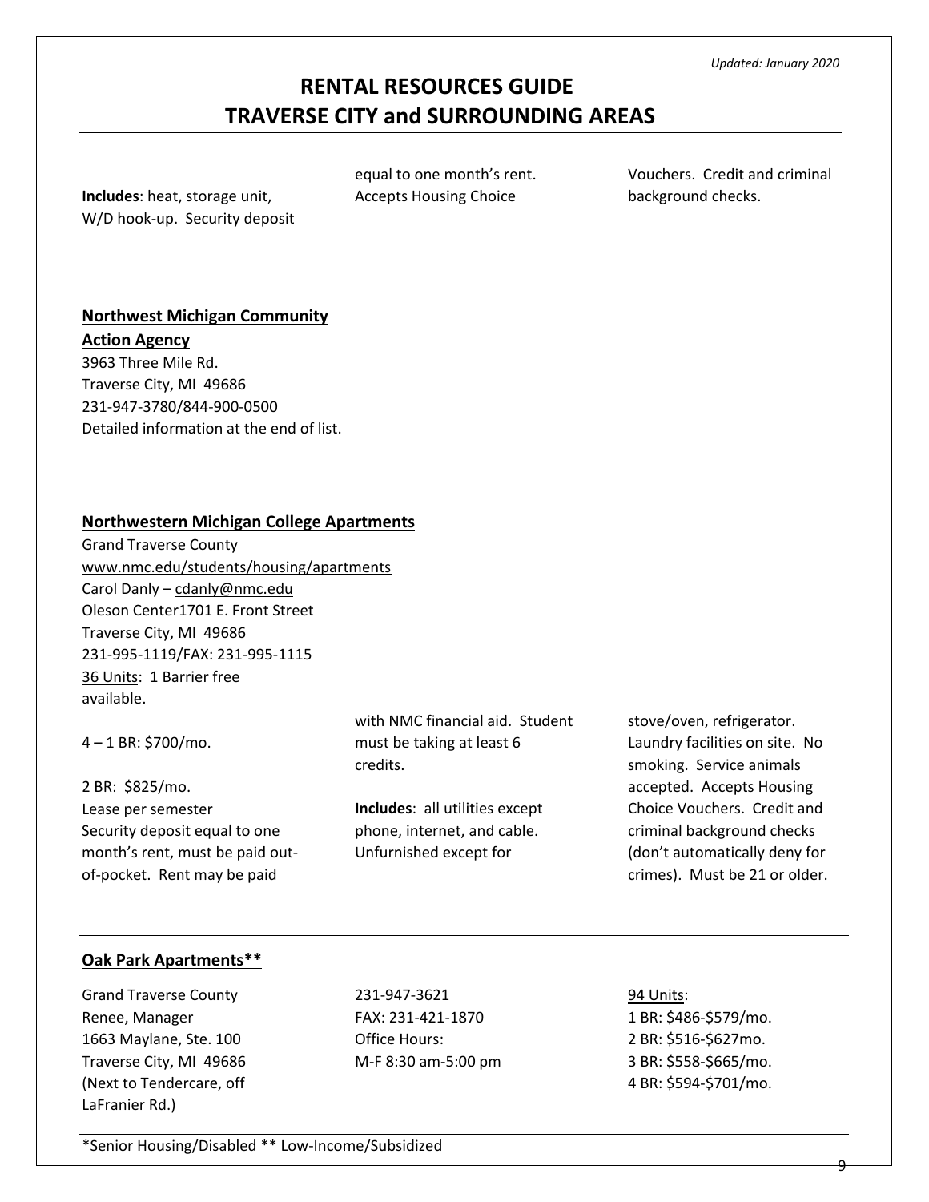# RENTAL RESOURCES GUIDE
# TRAVERSE CITY and SURROUNDING AREAS

*Updated: January 2020*

**Includes**: heat, storage unit, W/D hook-up. Security deposit equal to one month's rent. Accepts Housing Choice Vouchers. Credit and criminal background checks.

---

**Northwest Michigan Community Action Agency**

3963 Three Mile Rd.
Traverse City, MI 49686
231-947-3780/844-900-0500
Detailed information at the end of list.

---

**Northwestern Michigan College Apartments**

Grand Traverse County
www.nmc.edu/students/housing/apartments
Carol Danly – cdanly@nmc.edu
Oleson Center1701 E. Front Street
Traverse City, MI 49686
231-995-1119/FAX: 231-995-1115
36 Units: 1 Barrier free available.

4 – 1 BR: $700/mo.

2 BR: $825/mo.
Lease per semester
Security deposit equal to one month's rent, must be paid out-of-pocket. Rent may be paid with NMC financial aid. Student must be taking at least 6 credits.

**Includes**: all utilities except phone, internet, and cable. Unfurnished except for stove/oven, refrigerator. Laundry facilities on site. No smoking. Service animals accepted. Accepts Housing Choice Vouchers. Credit and criminal background checks (don't automatically deny for crimes). Must be 21 or older.

---

**Oak Park Apartments****

Grand Traverse County
Renee, Manager
1663 Maylane, Ste. 100
Traverse City, MI 49686
(Next to Tendercare, off LaFranier Rd.)

231-947-3621
FAX: 231-421-1870
Office Hours:
M-F 8:30 am-5:00 pm

94 Units:
1 BR: $486-$579/mo.
2 BR: $516-$627mo.
3 BR: $558-$665/mo.
4 BR: $594-$701/mo.

---

*Senior Housing/Disabled ** Low-Income/Subsidized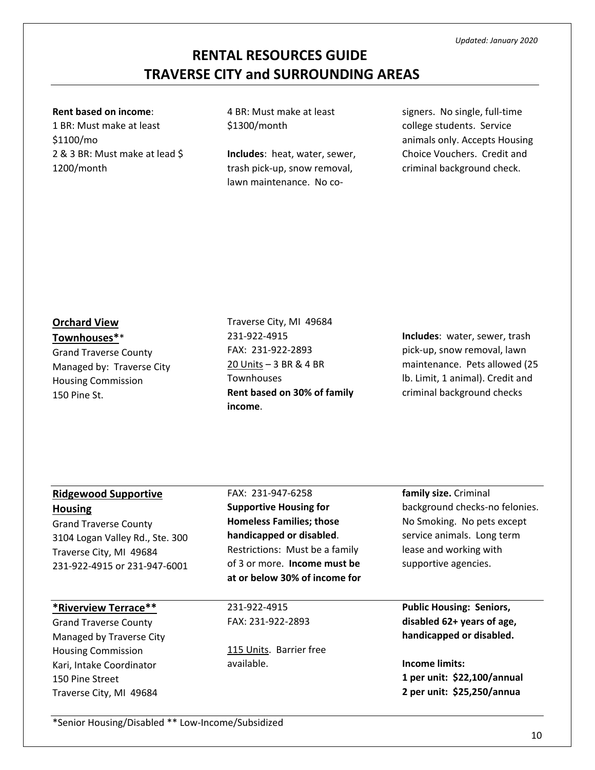*Updated: January 2020*

# RENTAL RESOURCES GUIDE
# TRAVERSE CITY and SURROUNDING AREAS

**Rent based on income**:
1 BR: Must make at least $1100/mo
2 & 3 BR: Must make at lead $ 1200/month
4 BR: Must make at least $1300/month

**Includes**: heat, water, sewer, trash pick-up, snow removal, lawn maintenance. No co-signers. No single, full-time college students. Service animals only. Accepts Housing Choice Vouchers. Credit and criminal background check.

---

**Orchard View Townhouses****
Grand Traverse County
Managed by: Traverse City Housing Commission
150 Pine St.
Traverse City, MI 49684
231-922-4915
FAX: 231-922-2893
20 Units – 3 BR & 4 BR Townhouses
**Rent based on 30% of family income**.

**Includes**: water, sewer, trash pick-up, snow removal, lawn maintenance. Pets allowed (25 lb. Limit, 1 animal). Credit and criminal background checks

---

**Ridgewood Supportive Housing**
Grand Traverse County
3104 Logan Valley Rd., Ste. 300
Traverse City, MI 49684
231-922-4915 or 231-947-6001
FAX: 231-947-6258
**Supportive Housing for Homeless Families; those handicapped or disabled**. Restrictions: Must be a family of 3 or more. **Income must be at or below 30% of income for family size.** Criminal background checks-no felonies. No Smoking. No pets except service animals. Long term lease and working with supportive agencies.

---

***Riverview Terrace****
Grand Traverse County
Managed by Traverse City Housing Commission
Kari, Intake Coordinator
150 Pine Street
Traverse City, MI 49684
231-922-4915
FAX: 231-922-2893

115 Units. Barrier free available.

**Public Housing: Seniors, disabled 62+ years of age, handicapped or disabled.**

**Income limits:**
**1 per unit: $22,100/annual**
**2 per unit: $25,250/annua**

---

*Senior Housing/Disabled ** Low-Income/Subsidized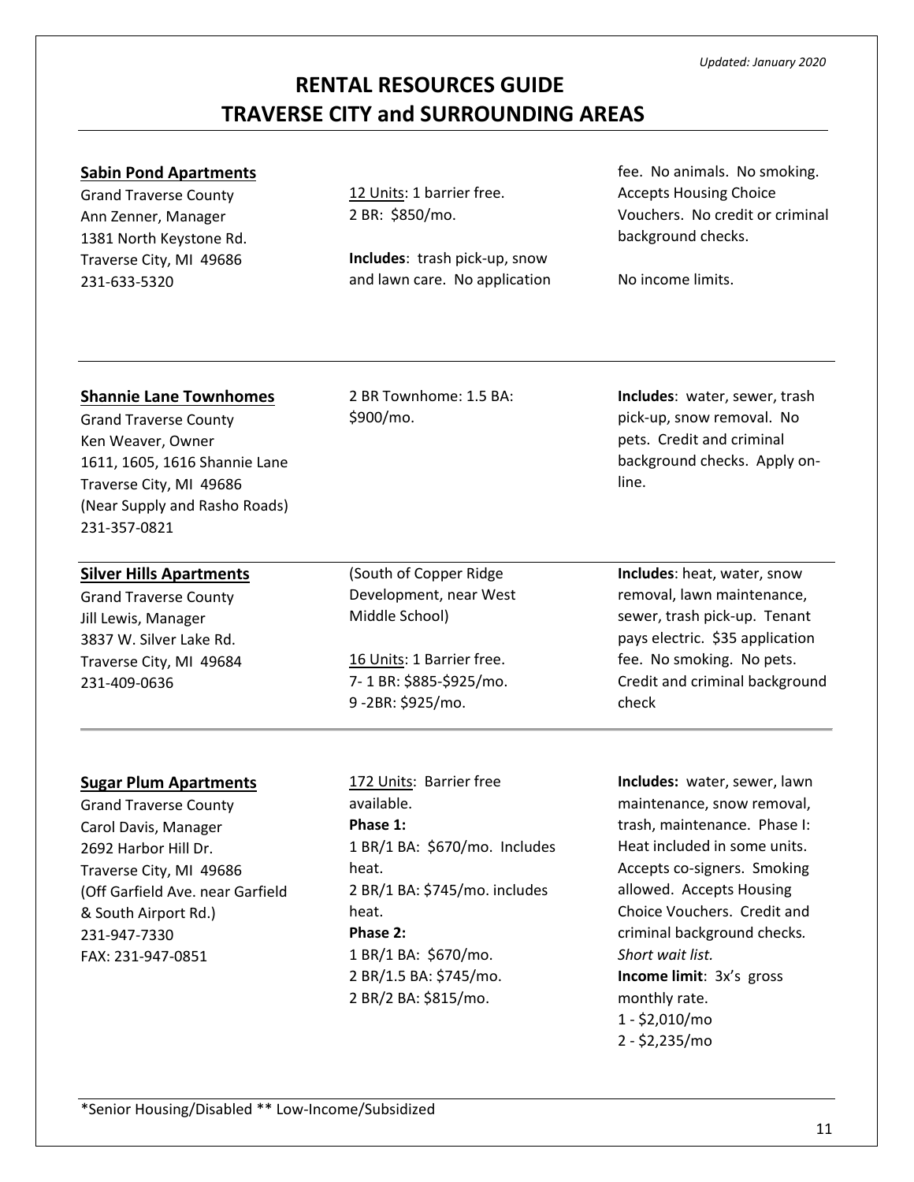# RENTAL RESOURCES GUIDE
# TRAVERSE CITY and SURROUNDING AREAS

*Updated: January 2020*

---

**Sabin Pond Apartments**
Grand Traverse County
Ann Zenner, Manager
1381 North Keystone Rd.
Traverse City, MI 49686
231-633-5320

12 Units: 1 barrier free.
2 BR: $850/mo.

**Includes**: trash pick-up, snow and lawn care. No application fee. No animals. No smoking. Accepts Housing Choice Vouchers. No credit or criminal background checks.

No income limits.

---

**Shannie Lane Townhomes**
Grand Traverse County
Ken Weaver, Owner
1611, 1605, 1616 Shannie Lane
Traverse City, MI 49686
(Near Supply and Rasho Roads)
231-357-0821

2 BR Townhome: 1.5 BA: $900/mo.

**Includes**: water, sewer, trash pick-up, snow removal. No pets. Credit and criminal background checks. Apply on-line.

---

**Silver Hills Apartments**
Grand Traverse County
Jill Lewis, Manager
3837 W. Silver Lake Rd.
Traverse City, MI 49684
231-409-0636

(South of Copper Ridge Development, near West Middle School)

16 Units: 1 Barrier free.
7- 1 BR: $885-$925/mo.
9 -2BR: $925/mo.

**Includes**: heat, water, snow removal, lawn maintenance, sewer, trash pick-up. Tenant pays electric. $35 application fee. No smoking. No pets. Credit and criminal background check

---

**Sugar Plum Apartments**
Grand Traverse County
Carol Davis, Manager
2692 Harbor Hill Dr.
Traverse City, MI 49686
(Off Garfield Ave. near Garfield & South Airport Rd.)
231-947-7330
FAX: 231-947-0851

172 Units: Barrier free available.
**Phase 1:**
1 BR/1 BA: $670/mo. Includes heat.
2 BR/1 BA: $745/mo. includes heat.
**Phase 2:**
1 BR/1 BA: $670/mo.
2 BR/1.5 BA: $745/mo.
2 BR/2 BA: $815/mo.

**Includes:** water, sewer, lawn maintenance, snow removal, trash, maintenance. Phase I: Heat included in some units. Accepts co-signers. Smoking allowed. Accepts Housing Choice Vouchers. Credit and criminal background checks. *Short wait list.*
**Income limit**: 3x's gross monthly rate.
1 - $2,010/mo
2 - $2,235/mo

---

*Senior Housing/Disabled ** Low-Income/Subsidized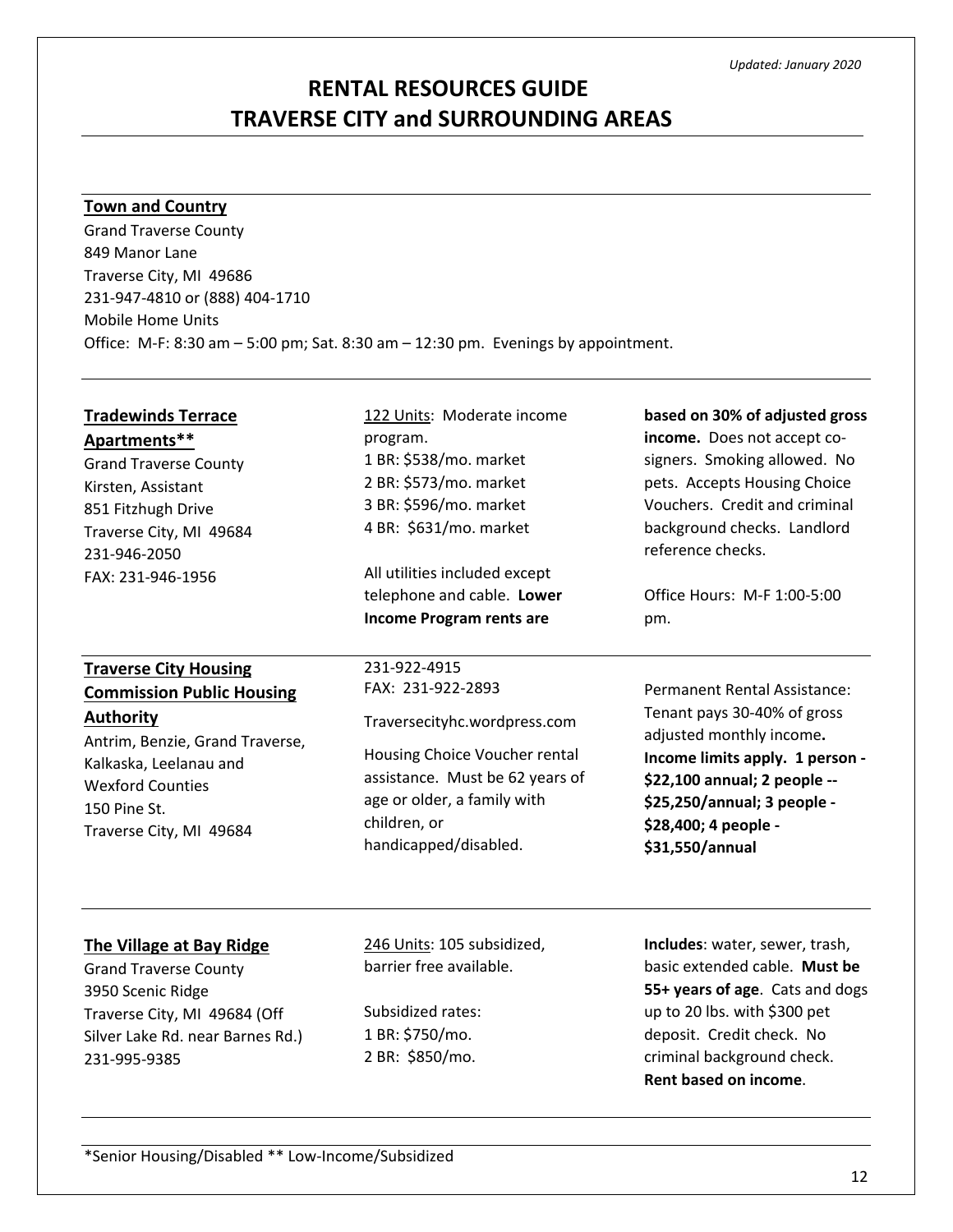*Updated: January 2020*

# RENTAL RESOURCES GUIDE
# TRAVERSE CITY and SURROUNDING AREAS

---

**Town and Country**
Grand Traverse County
849 Manor Lane
Traverse City, MI 49686
231-947-4810 or (888) 404-1710
Mobile Home Units
Office: M-F: 8:30 am – 5:00 pm; Sat. 8:30 am – 12:30 pm. Evenings by appointment.

---

**Tradewinds Terrace Apartments****
Grand Traverse County
Kirsten, Assistant
851 Fitzhugh Drive
Traverse City, MI 49684
231-946-2050
FAX: 231-946-1956

122 Units: Moderate income program.
1 BR: $538/mo. market
2 BR: $573/mo. market
3 BR: $596/mo. market
4 BR: $631/mo. market

All utilities included except telephone and cable. **Lower Income Program rents are based on 30% of adjusted gross income.** Does not accept co-signers. Smoking allowed. No pets. Accepts Housing Choice Vouchers. Credit and criminal background checks. Landlord reference checks.

Office Hours: M-F 1:00-5:00 pm.

---

**Traverse City Housing Commission Public Housing Authority**
Antrim, Benzie, Grand Traverse, Kalkaska, Leelanau and Wexford Counties
150 Pine St.
Traverse City, MI 49684

231-922-4915
FAX: 231-922-2893

Traversecityhc.wordpress.com

Housing Choice Voucher rental assistance. Must be 62 years of age or older, a family with children, or handicapped/disabled.

Permanent Rental Assistance: Tenant pays 30-40% of gross adjusted monthly income. **Income limits apply. 1 person - $22,100 annual; 2 people -- $25,250/annual; 3 people - $28,400; 4 people - $31,550/annual**

---

**The Village at Bay Ridge**
Grand Traverse County
3950 Scenic Ridge
Traverse City, MI 49684 (Off Silver Lake Rd. near Barnes Rd.)
231-995-9385

246 Units: 105 subsidized, barrier free available.

Subsidized rates:
1 BR: $750/mo.
2 BR: $850/mo.

**Includes**: water, sewer, trash, basic extended cable. **Must be 55+ years of age**. Cats and dogs up to 20 lbs. with $300 pet deposit. Credit check. No criminal background check. **Rent based on income**.

---

*Senior Housing/Disabled ** Low-Income/Subsidized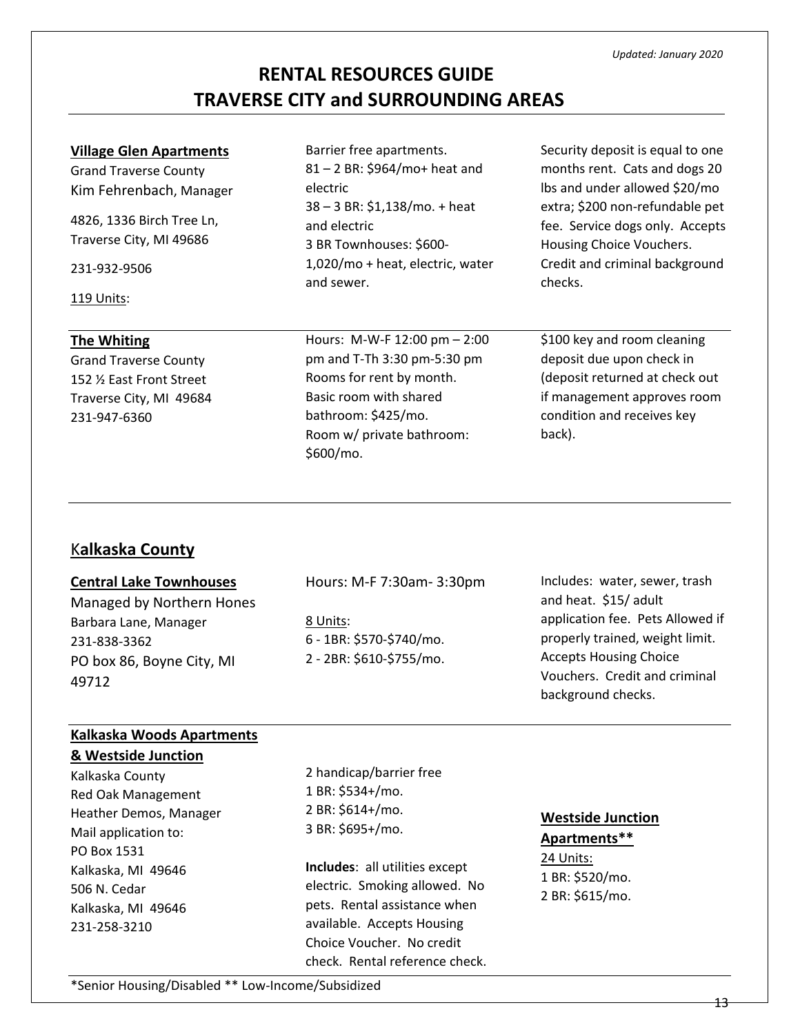*Updated: January 2020*

# RENTAL RESOURCES GUIDE
# TRAVERSE CITY and SURROUNDING AREAS

**Village Glen Apartments**
Grand Traverse County
Kim Fehrenbach, Manager

4826, 1336 Birch Tree Ln,
Traverse City, MI 49686

231-932-9506

119 Units:

Barrier free apartments.
81 – 2 BR: $964/mo+ heat and electric
38 – 3 BR: $1,138/mo. + heat and electric
3 BR Townhouses: $600-1,020/mo + heat, electric, water and sewer.

Security deposit is equal to one months rent. Cats and dogs 20 lbs and under allowed $20/mo extra; $200 non-refundable pet fee. Service dogs only. Accepts Housing Choice Vouchers. Credit and criminal background checks.

---

**The Whiting**
Grand Traverse County
152 ½ East Front Street
Traverse City, MI 49684
231-947-6360

Hours: M-W-F 12:00 pm – 2:00 pm and T-Th 3:30 pm-5:30 pm
Rooms for rent by month.
Basic room with shared bathroom: $425/mo.
Room w/ private bathroom: $600/mo.

$100 key and room cleaning deposit due upon check in (deposit returned at check out if management approves room condition and receives key back).

---

## Kalkaska County

**Central Lake Townhouses**
Managed by Northern Hones
Barbara Lane, Manager
231-838-3362
PO box 86, Boyne City, MI 49712

Hours: M-F 7:30am- 3:30pm

8 Units:
6 - 1BR: $570-$740/mo.
2 - 2BR: $610-$755/mo.

Includes: water, sewer, trash and heat. $15/ adult application fee. Pets Allowed if properly trained, weight limit. Accepts Housing Choice Vouchers. Credit and criminal background checks.

---

**Kalkaska Woods Apartments & Westside Junction**
Kalkaska County
Red Oak Management
Heather Demos, Manager
Mail application to:
PO Box 1531
Kalkaska, MI 49646
506 N. Cedar
Kalkaska, MI 49646
231-258-3210

2 handicap/barrier free
1 BR: $534+/mo.
2 BR: $614+/mo.
3 BR: $695+/mo.

**Includes**: all utilities except electric. Smoking allowed. No pets. Rental assistance when available. Accepts Housing Choice Voucher. No credit check. Rental reference check.

**Westside Junction Apartments****
24 Units:
1 BR: $520/mo.
2 BR: $615/mo.

---

*Senior Housing/Disabled ** Low-Income/Subsidized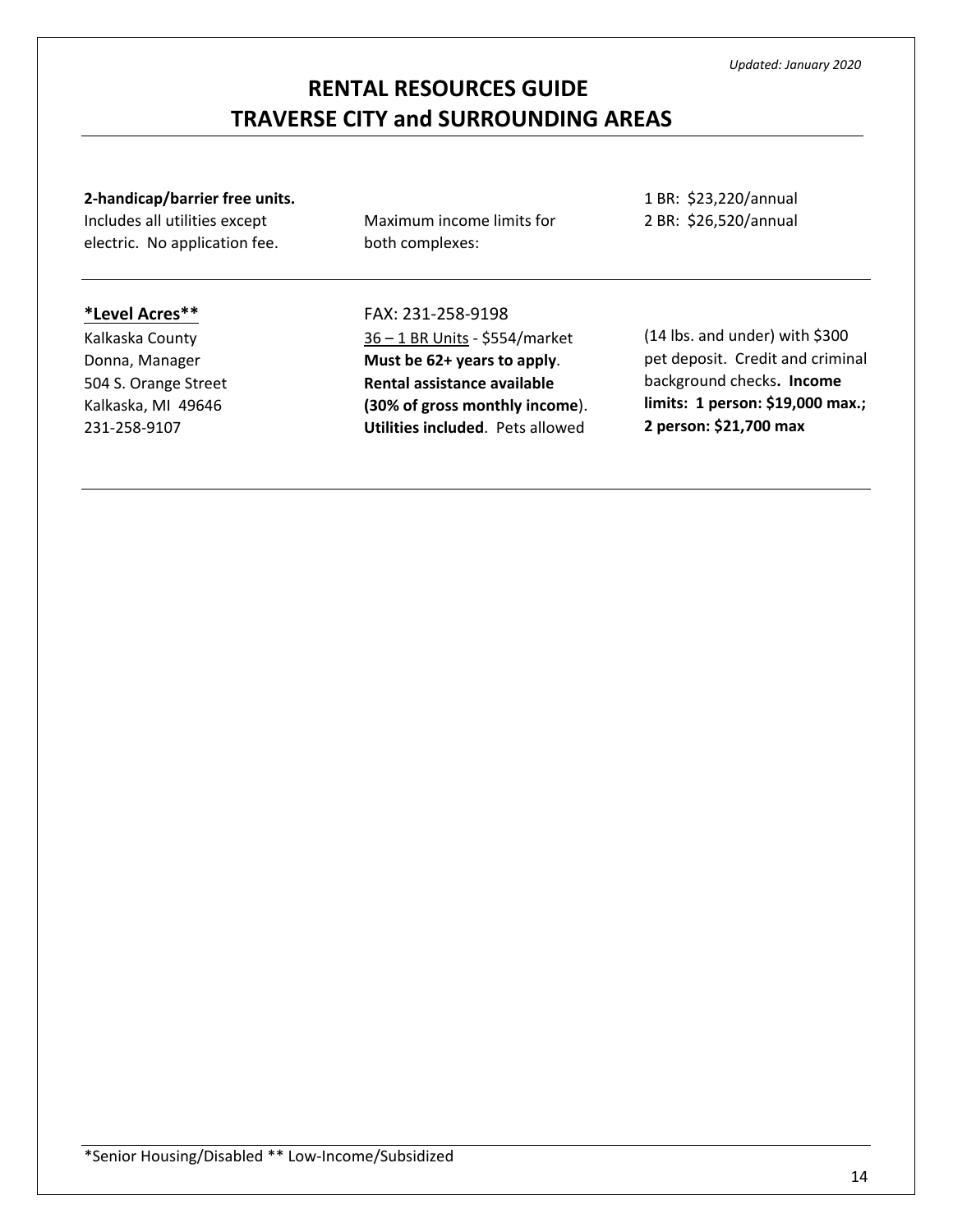# RENTAL RESOURCES GUIDE
# TRAVERSE CITY and SURROUNDING AREAS

**2-handicap/barrier free units.** Includes all utilities except electric. No application fee. Maximum income limits for both complexes: 1 BR: $23,220/annual 2 BR: $26,520/annual

---

**\*Level Acres\*\***
Kalkaska County
Donna, Manager
504 S. Orange Street
Kalkaska, MI 49646
231-258-9107
FAX: 231-258-9198

36 – 1 BR Units - $554/market **Must be 62+ years to apply**. **Rental assistance available (30% of gross monthly income**). **Utilities included**. Pets allowed (14 lbs. and under) with $300 pet deposit. Credit and criminal background checks**. Income limits: 1 person: $19,000 max.; 2 person: $21,700 max**

---

\*Senior Housing/Disabled \*\* Low-Income/Subsidized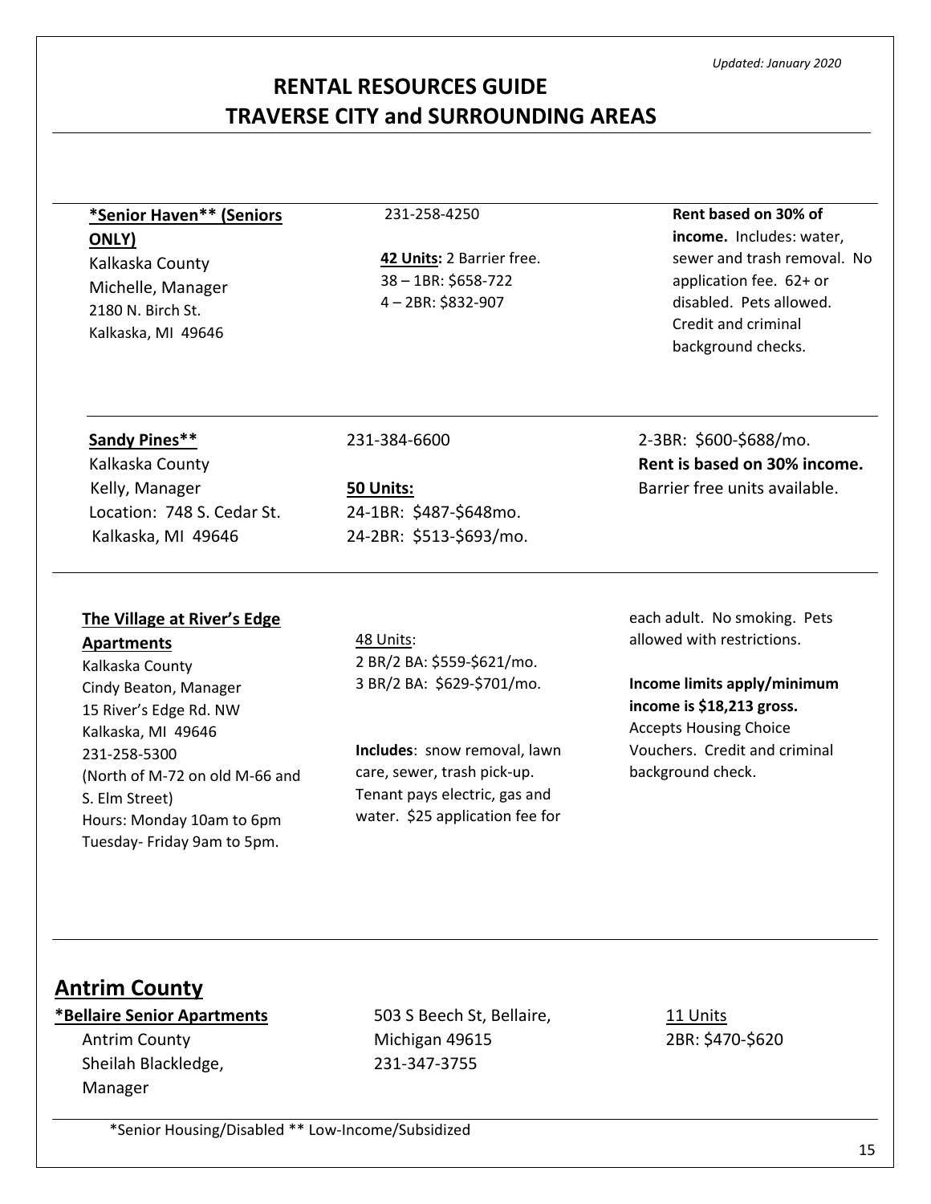*Updated: January 2020*

# RENTAL RESOURCES GUIDE
# TRAVERSE CITY and SURROUNDING AREAS

**\*Senior Haven\*\* (Seniors ONLY)**
Kalkaska County
Michelle, Manager
2180 N. Birch St.
Kalkaska, MI 49646

231-258-4250

**42 Units:** 2 Barrier free.
38 – 1BR: $658-722
4 – 2BR: $832-907

**Rent based on 30% of income.** Includes: water, sewer and trash removal. No application fee. 62+ or disabled. Pets allowed. Credit and criminal background checks.

---

**Sandy Pines\*\***
Kalkaska County
Kelly, Manager
Location: 748 S. Cedar St.
Kalkaska, MI 49646

231-384-6600

**50 Units:**
24-1BR: $487-$648mo.
24-2BR: $513-$693/mo.

2-3BR: $600-$688/mo.
**Rent is based on 30% income.**
Barrier free units available.

---

**The Village at River's Edge Apartments**
Kalkaska County
Cindy Beaton, Manager
15 River's Edge Rd. NW
Kalkaska, MI 49646
231-258-5300
(North of M-72 on old M-66 and S. Elm Street)
Hours: Monday 10am to 6pm
Tuesday- Friday 9am to 5pm.

48 Units:
2 BR/2 BA: $559-$621/mo.
3 BR/2 BA: $629-$701/mo.

**Includes**: snow removal, lawn care, sewer, trash pick-up. Tenant pays electric, gas and water. $25 application fee for each adult. No smoking. Pets allowed with restrictions.

**Income limits apply/minimum income is $18,213 gross.**
Accepts Housing Choice Vouchers. Credit and criminal background check.

---

## Antrim County

**\*Bellaire Senior Apartments**
Antrim County
Sheilah Blackledge, Manager

503 S Beech St, Bellaire, Michigan 49615
231-347-3755

11 Units
2BR: $470-$620

---

\*Senior Housing/Disabled \*\* Low-Income/Subsidized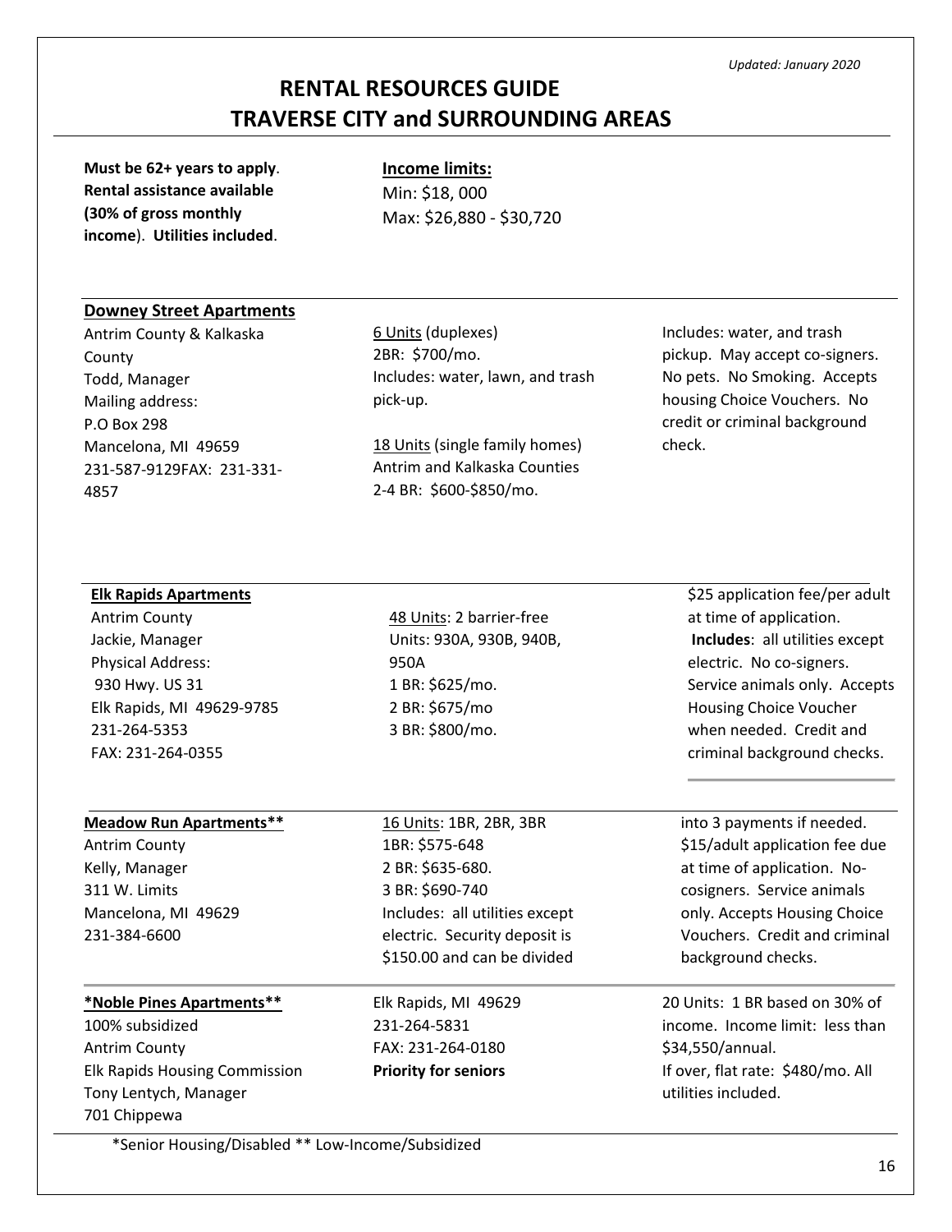*Updated: January 2020*

# RENTAL RESOURCES GUIDE TRAVERSE CITY and SURROUNDING AREAS

**Must be 62+ years to apply**. **Rental assistance available (30% of gross monthly income**). **Utilities included**.

**Income limits:**
Min: $18, 000
Max: $26,880 - $30,720

---

**Downey Street Apartments**
Antrim County & Kalkaska County
Todd, Manager
Mailing address:
P.O Box 298
Mancelona, MI 49659
231-587-9129FAX: 231-331-4857

6 Units (duplexes)
2BR: $700/mo.
Includes: water, lawn, and trash pick-up.

18 Units (single family homes)
Antrim and Kalkaska Counties
2-4 BR: $600-$850/mo.

Includes: water, and trash pickup. May accept co-signers. No pets. No Smoking. Accepts housing Choice Vouchers. No credit or criminal background check.

---

**Elk Rapids Apartments**
Antrim County
Jackie, Manager
Physical Address:
930 Hwy. US 31
Elk Rapids, MI 49629-9785
231-264-5353
FAX: 231-264-0355

48 Units: 2 barrier-free Units: 930A, 930B, 940B, 950A
1 BR: $625/mo.
2 BR: $675/mo
3 BR: $800/mo.

$25 application fee/per adult at time of application. **Includes**: all utilities except electric. No co-signers. Service animals only. Accepts Housing Choice Voucher when needed. Credit and criminal background checks.

---

**Meadow Run Apartments****
Antrim County
Kelly, Manager
311 W. Limits
Mancelona, MI 49629
231-384-6600

16 Units: 1BR, 2BR, 3BR
1BR: $575-648
2 BR: $635-680.
3 BR: $690-740
Includes: all utilities except electric. Security deposit is $150.00 and can be divided into 3 payments if needed. $15/adult application fee due at time of application. No-cosigners. Service animals only. Accepts Housing Choice Vouchers. Credit and criminal background checks.

---

***Noble Pines Apartments****
100% subsidized
Antrim County
Elk Rapids Housing Commission
Tony Lentych, Manager
701 Chippewa
Elk Rapids, MI 49629
231-264-5831
FAX: 231-264-0180
**Priority for seniors**

20 Units: 1 BR based on 30% of income. Income limit: less than $34,550/annual.
If over, flat rate: $480/mo. All utilities included.

---

*Senior Housing/Disabled ** Low-Income/Subsidized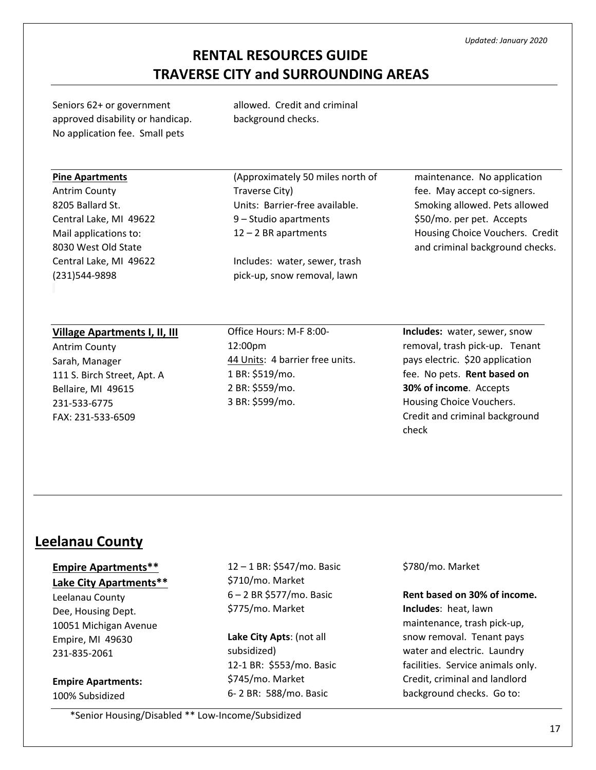*Updated: January 2020*

# RENTAL RESOURCES GUIDE
# TRAVERSE CITY and SURROUNDING AREAS

Seniors 62+ or government approved disability or handicap. No application fee. Small pets allowed. Credit and criminal background checks.

---

**Pine Apartments**
Antrim County
8205 Ballard St.
Central Lake, MI 49622
Mail applications to:
8030 West Old State
Central Lake, MI 49622
(231)544-9898

(Approximately 50 miles north of Traverse City)
Units: Barrier-free available.
9 – Studio apartments
12 – 2 BR apartments

Includes: water, sewer, trash pick-up, snow removal, lawn maintenance. No application fee. May accept co-signers. Smoking allowed. Pets allowed $50/mo. per pet. Accepts Housing Choice Vouchers. Credit and criminal background checks.

---

**Village Apartments I, II, III**
Antrim County
Sarah, Manager
111 S. Birch Street, Apt. A
Bellaire, MI 49615
231-533-6775
FAX: 231-533-6509

Office Hours: M-F 8:00-12:00pm
44 Units: 4 barrier free units.
1 BR: $519/mo.
2 BR: $559/mo.
3 BR: $599/mo.

**Includes:** water, sewer, snow removal, trash pick-up. Tenant pays electric. $20 application fee. No pets. **Rent based on 30% of income**. Accepts Housing Choice Vouchers. Credit and criminal background check

---

## Leelanau County

**Empire Apartments****
**Lake City Apartments****
Leelanau County
Dee, Housing Dept.
10051 Michigan Avenue
Empire, MI 49630
231-835-2061

**Empire Apartments:**
100% Subsidized
12 – 1 BR: $547/mo. Basic
$710/mo. Market
6 – 2 BR $577/mo. Basic
$775/mo. Market

**Lake City Apts**: (not all subsidized)
12-1 BR: $553/mo. Basic
$745/mo. Market
6- 2 BR: 588/mo. Basic
$780/mo. Market

**Rent based on 30% of income.**
**Includes**: heat, lawn maintenance, trash pick-up, snow removal. Tenant pays water and electric. Laundry facilities. Service animals only. Credit, criminal and landlord background checks. Go to:

*Senior Housing/Disabled ** Low-Income/Subsidized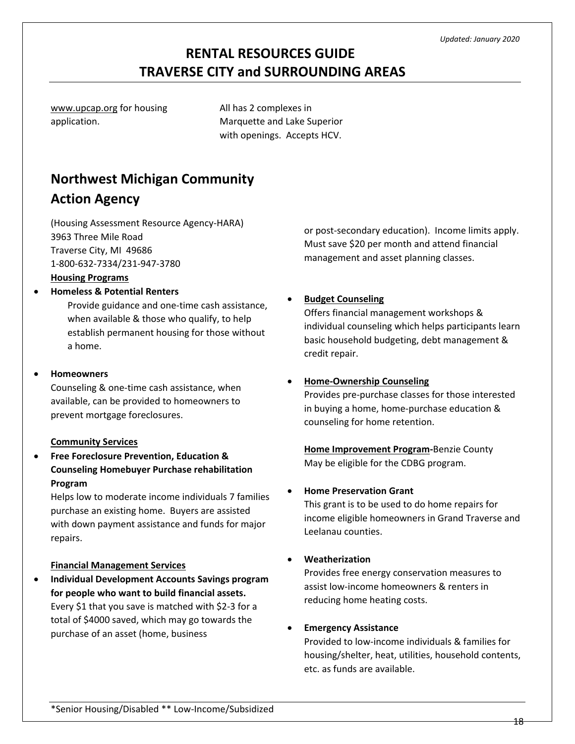www.upcap.org for housing application.

All has 2 complexes in Marquette and Lake Superior with openings. Accepts HCV.

## Northwest Michigan Community Action Agency

(Housing Assessment Resource Agency-HARA)
3963 Three Mile Road
Traverse City, MI 49686
1-800-632-7334/231-947-3780

**Housing Programs**

- **Homeless & Potential Renters**
  Provide guidance and one-time cash assistance, when available & those who qualify, to help establish permanent housing for those without a home.

- **Homeowners**
  Counseling & one-time cash assistance, when available, can be provided to homeowners to prevent mortgage foreclosures.

**Community Services**

- **Free Foreclosure Prevention, Education & Counseling Homebuyer Purchase rehabilitation Program**
  Helps low to moderate income individuals 7 families purchase an existing home. Buyers are assisted with down payment assistance and funds for major repairs.

**Financial Management Services**

- **Individual Development Accounts Savings program for people who want to build financial assets.**
  Every $1 that you save is matched with $2-3 for a total of $4000 saved, which may go towards the purchase of an asset (home, business or post-secondary education). Income limits apply. Must save $20 per month and attend financial management and asset planning classes.

- **Budget Counseling**
  Offers financial management workshops & individual counseling which helps participants learn basic household budgeting, debt management & credit repair.

- **Home-Ownership Counseling**
  Provides pre-purchase classes for those interested in buying a home, home-purchase education & counseling for home retention.

  **Home Improvement Program-**Benzie County
  May be eligible for the CDBG program.

- **Home Preservation Grant**
  This grant is to be used to do home repairs for income eligible homeowners in Grand Traverse and Leelanau counties.

- **Weatherization**
  Provides free energy conservation measures to assist low-income homeowners & renters in reducing home heating costs.

- **Emergency Assistance**
  Provided to low-income individuals & families for housing/shelter, heat, utilities, household contents, etc. as funds are available.

*Senior Housing/Disabled ** Low-Income/Subsidized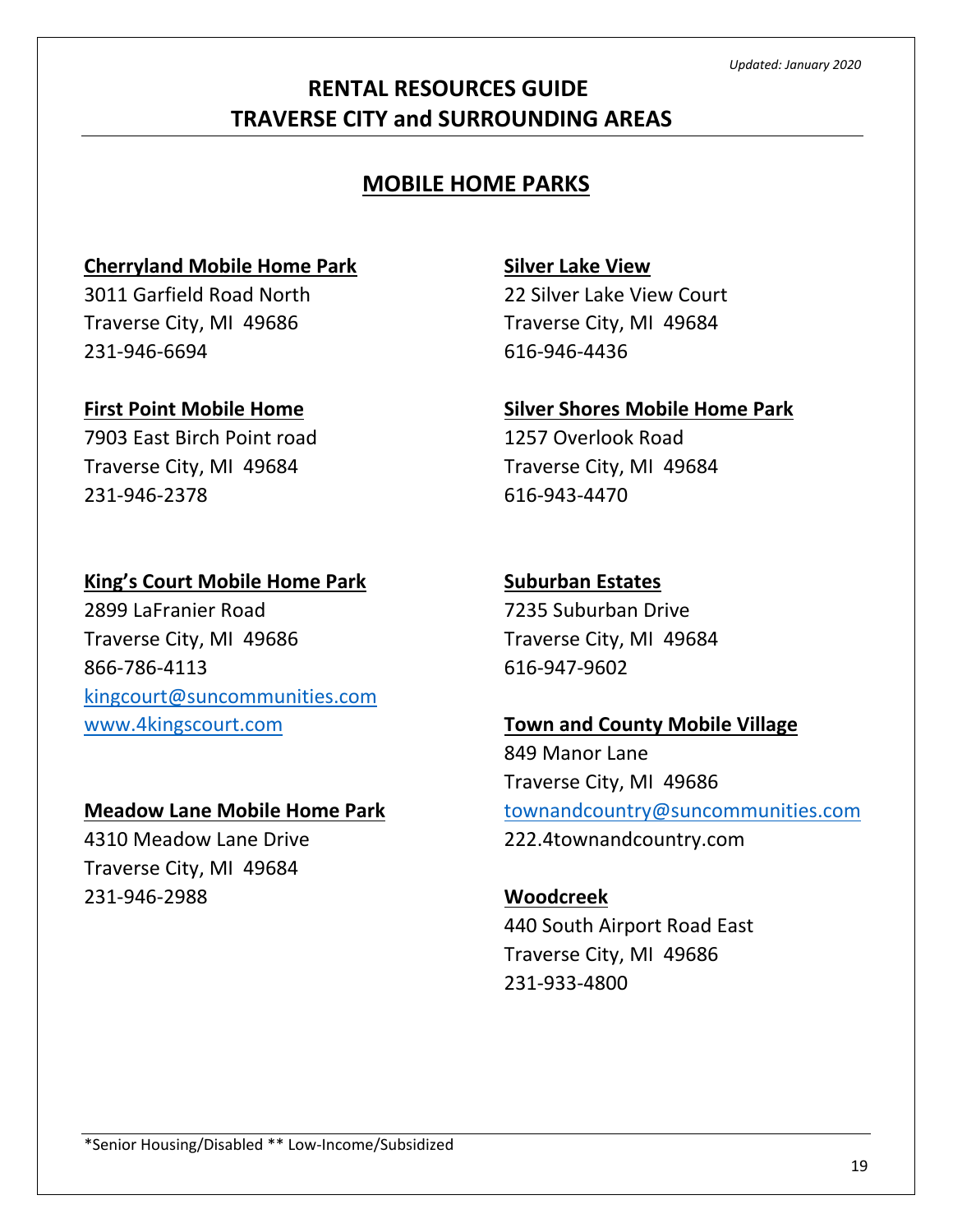# RENTAL RESOURCES GUIDE
# TRAVERSE CITY and SURROUNDING AREAS

*Updated: January 2020*

## MOBILE HOME PARKS

**Cherryland Mobile Home Park**
3011 Garfield Road North
Traverse City, MI 49686
231-946-6694

**First Point Mobile Home**
7903 East Birch Point road
Traverse City, MI 49684
231-946-2378

**King's Court Mobile Home Park**
2899 LaFranier Road
Traverse City, MI 49686
866-786-4113
kingcourt@suncommunities.com
www.4kingscourt.com

**Meadow Lane Mobile Home Park**
4310 Meadow Lane Drive
Traverse City, MI 49684
231-946-2988

**Silver Lake View**
22 Silver Lake View Court
Traverse City, MI 49684
616-946-4436

**Silver Shores Mobile Home Park**
1257 Overlook Road
Traverse City, MI 49684
616-943-4470

**Suburban Estates**
7235 Suburban Drive
Traverse City, MI 49684
616-947-9602

**Town and County Mobile Village**
849 Manor Lane
Traverse City, MI 49686
townandcountry@suncommunities.com
222.4townandcountry.com

**Woodcreek**
440 South Airport Road East
Traverse City, MI 49686
231-933-4800

*Senior Housing/Disabled ** Low-Income/Subsidized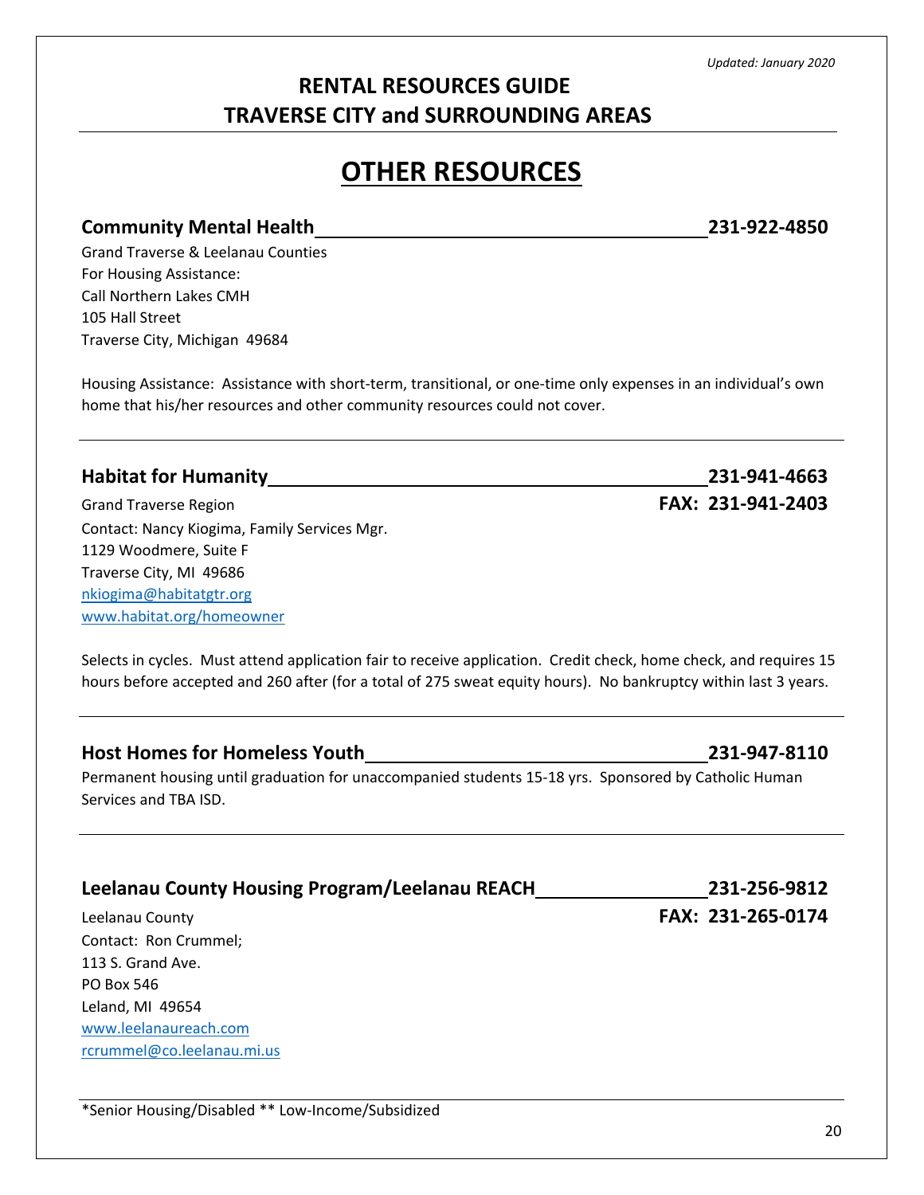*Updated: January 2020*

# RENTAL RESOURCES GUIDE
# TRAVERSE CITY and SURROUNDING AREAS

## OTHER RESOURCES

### Community Mental Health — 231-922-4850

Grand Traverse & Leelanau Counties
For Housing Assistance:
Call Northern Lakes CMH
105 Hall Street
Traverse City, Michigan 49684

Housing Assistance: Assistance with short-term, transitional, or one-time only expenses in an individual's own home that his/her resources and other community resources could not cover.

---

### Habitat for Humanity — 231-941-4663

Grand Traverse Region — **FAX: 231-941-2403**
Contact: Nancy Kiogima, Family Services Mgr.
1129 Woodmere, Suite F
Traverse City, MI 49686
nkiogima@habitatgtr.org
www.habitat.org/homeowner

Selects in cycles. Must attend application fair to receive application. Credit check, home check, and requires 15 hours before accepted and 260 after (for a total of 275 sweat equity hours). No bankruptcy within last 3 years.

---

### Host Homes for Homeless Youth — 231-947-8110

Permanent housing until graduation for unaccompanied students 15-18 yrs. Sponsored by Catholic Human Services and TBA ISD.

---

### Leelanau County Housing Program/Leelanau REACH — 231-256-9812

Leelanau County — **FAX: 231-265-0174**
Contact: Ron Crummel;
113 S. Grand Ave.
PO Box 546
Leland, MI 49654
www.leelanaureach.com
rcrummel@co.leelanau.mi.us

---

*Senior Housing/Disabled ** Low-Income/Subsidized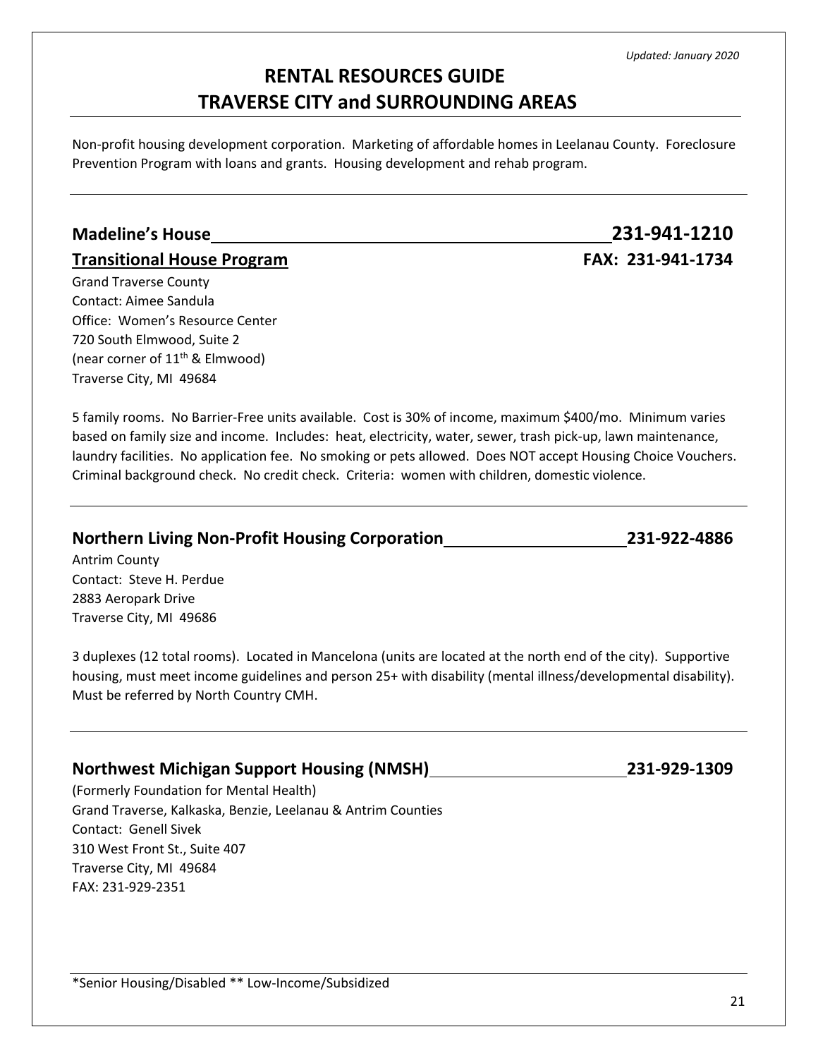*Updated: January 2020*

# RENTAL RESOURCES GUIDE
# TRAVERSE CITY and SURROUNDING AREAS

Non-profit housing development corporation. Marketing of affordable homes in Leelanau County. Foreclosure Prevention Program with loans and grants. Housing development and rehab program.

---

## Madeline's House — 231-941-1210

**Transitional House Program** — FAX: 231-941-1734

Grand Traverse County
Contact: Aimee Sandula
Office: Women's Resource Center
720 South Elmwood, Suite 2
(near corner of 11th & Elmwood)
Traverse City, MI 49684

5 family rooms. No Barrier-Free units available. Cost is 30% of income, maximum $400/mo. Minimum varies based on family size and income. Includes: heat, electricity, water, sewer, trash pick-up, lawn maintenance, laundry facilities. No application fee. No smoking or pets allowed. Does NOT accept Housing Choice Vouchers. Criminal background check. No credit check. Criteria: women with children, domestic violence.

---

## Northern Living Non-Profit Housing Corporation — 231-922-4886

Antrim County
Contact: Steve H. Perdue
2883 Aeropark Drive
Traverse City, MI 49686

3 duplexes (12 total rooms). Located in Mancelona (units are located at the north end of the city). Supportive housing, must meet income guidelines and person 25+ with disability (mental illness/developmental disability). Must be referred by North Country CMH.

---

## Northwest Michigan Support Housing (NMSH) — 231-929-1309

(Formerly Foundation for Mental Health)
Grand Traverse, Kalkaska, Benzie, Leelanau & Antrim Counties
Contact: Genell Sivek
310 West Front St., Suite 407
Traverse City, MI 49684
FAX: 231-929-2351

---

*Senior Housing/Disabled ** Low-Income/Subsidized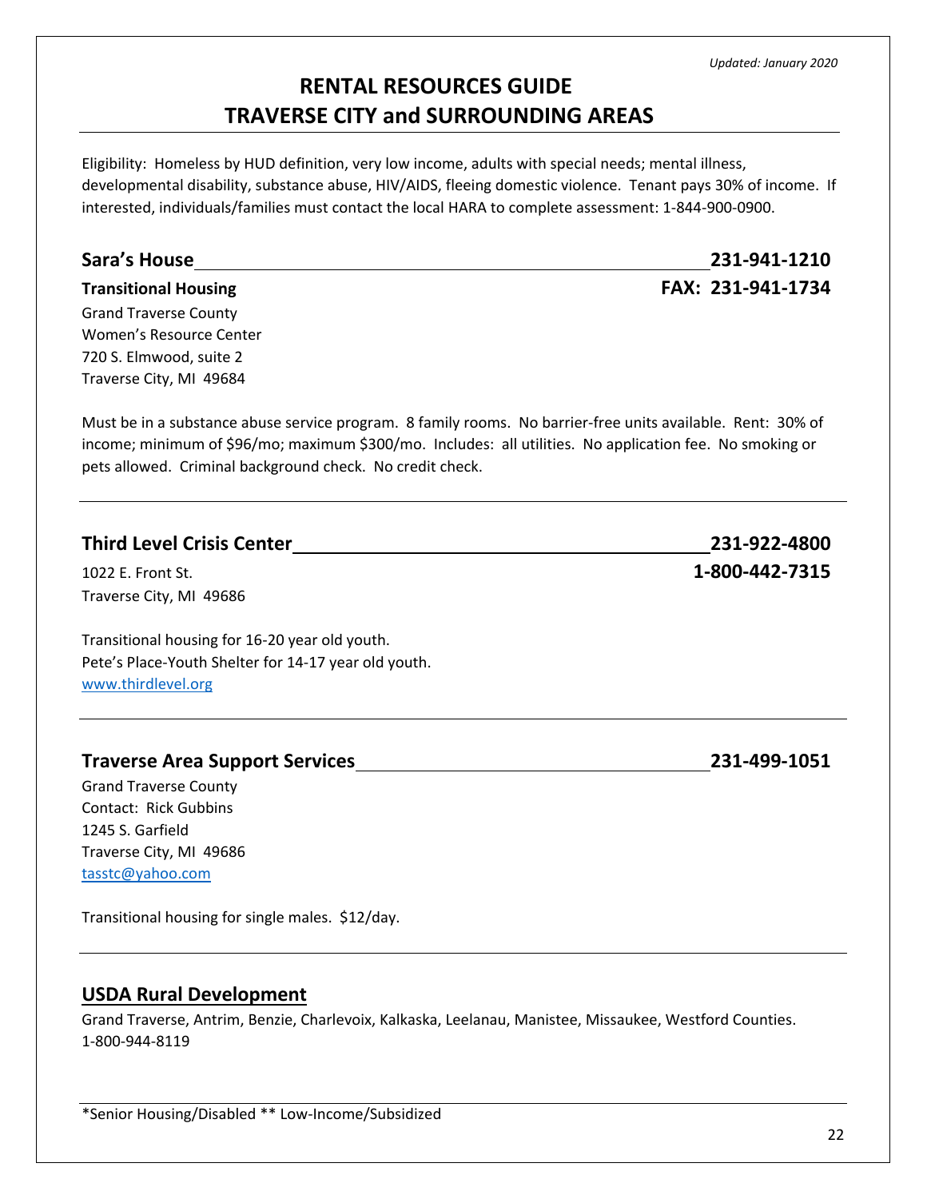*Updated: January 2020*

# RENTAL RESOURCES GUIDE
# TRAVERSE CITY and SURROUNDING AREAS

Eligibility: Homeless by HUD definition, very low income, adults with special needs; mental illness, developmental disability, substance abuse, HIV/AIDS, fleeing domestic violence. Tenant pays 30% of income. If interested, individuals/families must contact the local HARA to complete assessment: 1-844-900-0900.

## Sara's House — 231-941-1210

**Transitional Housing** — **FAX: 231-941-1734**

Grand Traverse County
Women's Resource Center
720 S. Elmwood, suite 2
Traverse City, MI 49684

Must be in a substance abuse service program. 8 family rooms. No barrier-free units available. Rent: 30% of income; minimum of $96/mo; maximum $300/mo. Includes: all utilities. No application fee. No smoking or pets allowed. Criminal background check. No credit check.

---

## Third Level Crisis Center — 231-922-4800

**1-800-442-7315**

1022 E. Front St.
Traverse City, MI 49686

Transitional housing for 16-20 year old youth.
Pete's Place-Youth Shelter for 14-17 year old youth.
www.thirdlevel.org

---

## Traverse Area Support Services — 231-499-1051

Grand Traverse County
Contact: Rick Gubbins
1245 S. Garfield
Traverse City, MI 49686
tasstc@yahoo.com

Transitional housing for single males. $12/day.

---

## USDA Rural Development

Grand Traverse, Antrim, Benzie, Charlevoix, Kalkaska, Leelanau, Manistee, Missaukee, Westford Counties.
1-800-944-8119

---

*Senior Housing/Disabled ** Low-Income/Subsidized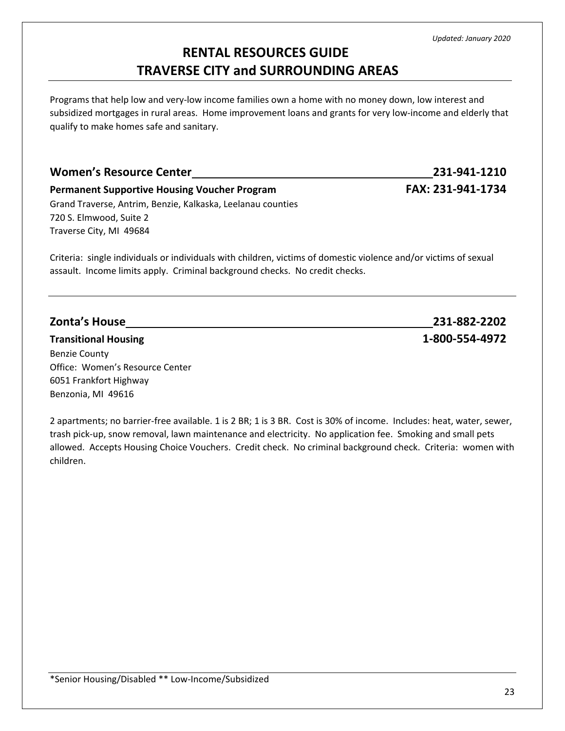*Updated: January 2020*

# RENTAL RESOURCES GUIDE
# TRAVERSE CITY and SURROUNDING AREAS

Programs that help low and very-low income families own a home with no money down, low interest and subsidized mortgages in rural areas. Home improvement loans and grants for very low-income and elderly that qualify to make homes safe and sanitary.

## Women's Resource Center — 231-941-1210

**Permanent Supportive Housing Voucher Program** — **FAX: 231-941-1734**

Grand Traverse, Antrim, Benzie, Kalkaska, Leelanau counties
720 S. Elmwood, Suite 2
Traverse City, MI 49684

Criteria: single individuals or individuals with children, victims of domestic violence and/or victims of sexual assault. Income limits apply. Criminal background checks. No credit checks.

---

## Zonta's House — 231-882-2202

**Transitional Housing** — **1-800-554-4972**

Benzie County
Office: Women's Resource Center
6051 Frankfort Highway
Benzonia, MI 49616

2 apartments; no barrier-free available. 1 is 2 BR; 1 is 3 BR. Cost is 30% of income. Includes: heat, water, sewer, trash pick-up, snow removal, lawn maintenance and electricity. No application fee. Smoking and small pets allowed. Accepts Housing Choice Vouchers. Credit check. No criminal background check. Criteria: women with children.

*Senior Housing/Disabled ** Low-Income/Subsidized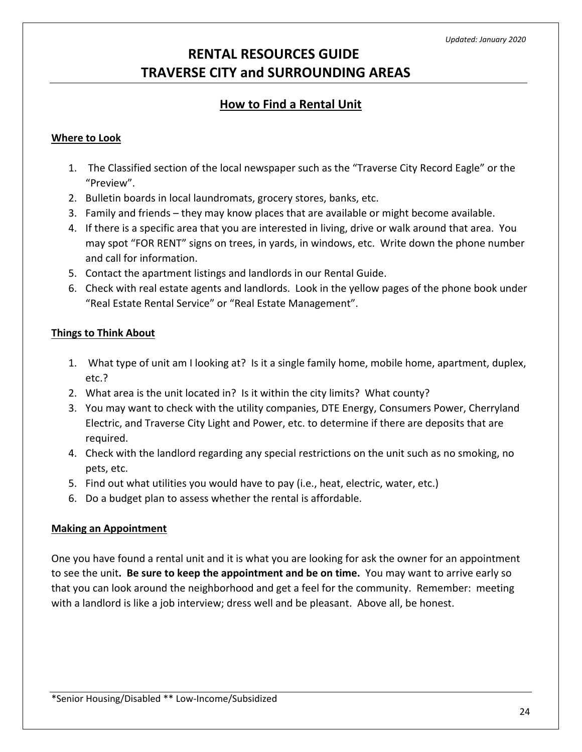*Updated: January 2020*

# RENTAL RESOURCES GUIDE
# TRAVERSE CITY and SURROUNDING AREAS

## How to Find a Rental Unit

### Where to Look

1. The Classified section of the local newspaper such as the "Traverse City Record Eagle" or the "Preview".
2. Bulletin boards in local laundromats, grocery stores, banks, etc.
3. Family and friends – they may know places that are available or might become available.
4. If there is a specific area that you are interested in living, drive or walk around that area. You may spot "FOR RENT" signs on trees, in yards, in windows, etc. Write down the phone number and call for information.
5. Contact the apartment listings and landlords in our Rental Guide.
6. Check with real estate agents and landlords. Look in the yellow pages of the phone book under "Real Estate Rental Service" or "Real Estate Management".

### Things to Think About

1. What type of unit am I looking at? Is it a single family home, mobile home, apartment, duplex, etc.?
2. What area is the unit located in? Is it within the city limits? What county?
3. You may want to check with the utility companies, DTE Energy, Consumers Power, Cherryland Electric, and Traverse City Light and Power, etc. to determine if there are deposits that are required.
4. Check with the landlord regarding any special restrictions on the unit such as no smoking, no pets, etc.
5. Find out what utilities you would have to pay (i.e., heat, electric, water, etc.)
6. Do a budget plan to assess whether the rental is affordable.

### Making an Appointment

One you have found a rental unit and it is what you are looking for ask the owner for an appointment to see the unit**. Be sure to keep the appointment and be on time.** You may want to arrive early so that you can look around the neighborhood and get a feel for the community. Remember: meeting with a landlord is like a job interview; dress well and be pleasant. Above all, be honest.

*Senior Housing/Disabled ** Low-Income/Subsidized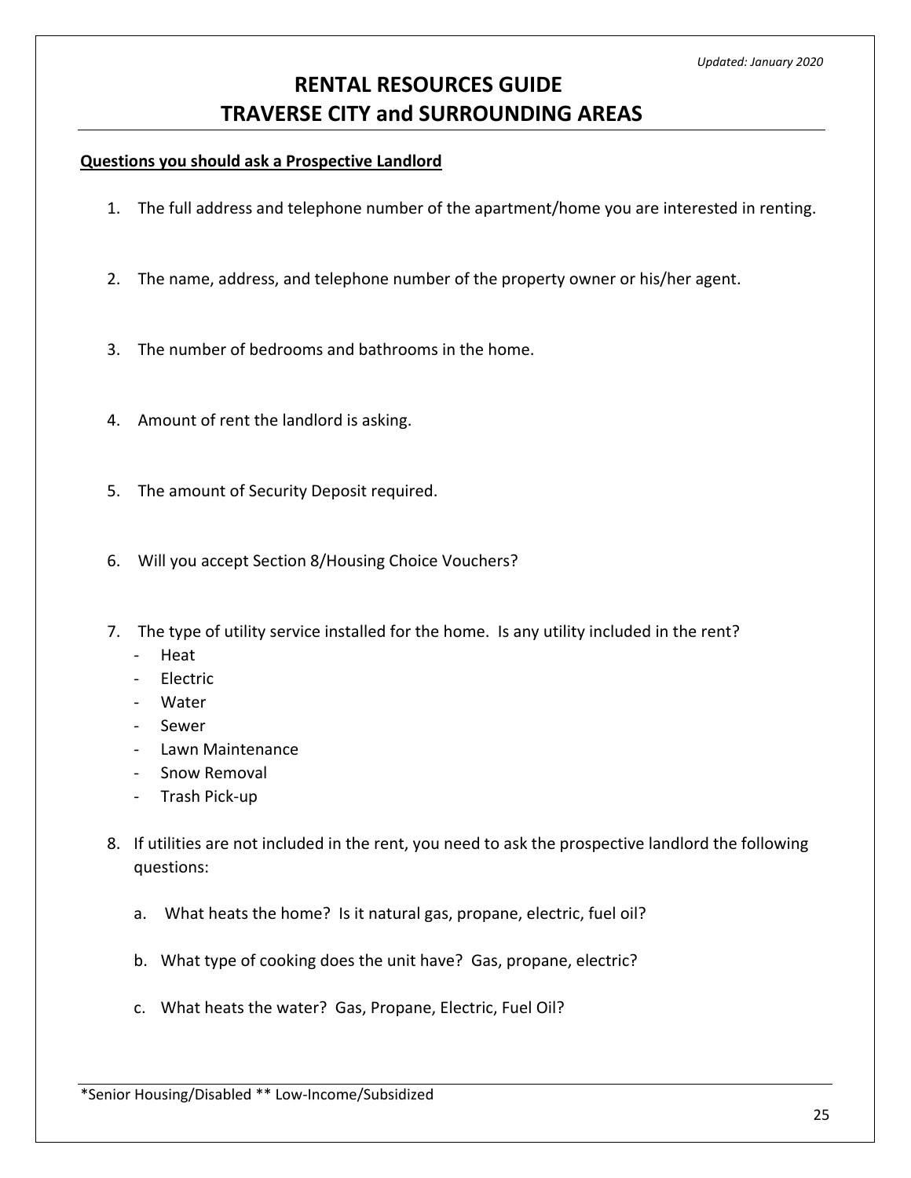*Updated: January 2020*

# RENTAL RESOURCES GUIDE
# TRAVERSE CITY and SURROUNDING AREAS

**Questions you should ask a Prospective Landlord**

1. The full address and telephone number of the apartment/home you are interested in renting.
2. The name, address, and telephone number of the property owner or his/her agent.
3. The number of bedrooms and bathrooms in the home.
4. Amount of rent the landlord is asking.
5. The amount of Security Deposit required.
6. Will you accept Section 8/Housing Choice Vouchers?
7. The type of utility service installed for the home. Is any utility included in the rent?
   - Heat
   - Electric
   - Water
   - Sewer
   - Lawn Maintenance
   - Snow Removal
   - Trash Pick-up
8. If utilities are not included in the rent, you need to ask the prospective landlord the following questions:

   a. What heats the home? Is it natural gas, propane, electric, fuel oil?

   b. What type of cooking does the unit have? Gas, propane, electric?

   c. What heats the water? Gas, Propane, Electric, Fuel Oil?

*Senior Housing/Disabled ** Low-Income/Subsidized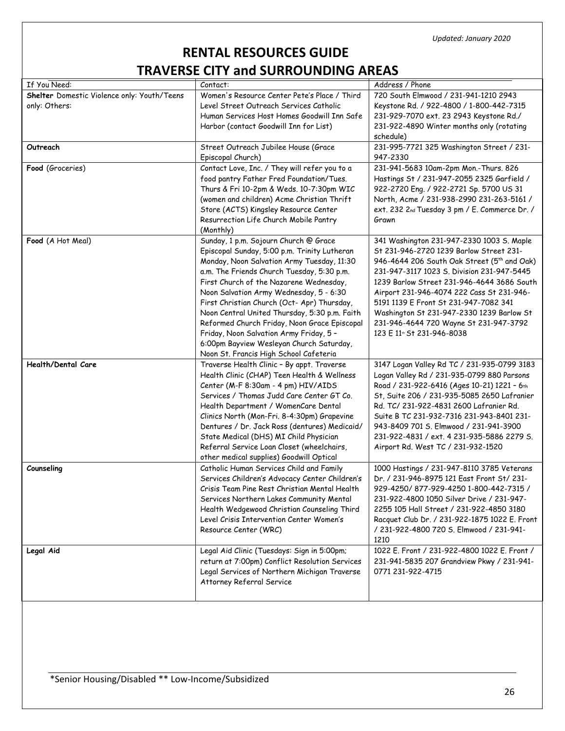*Updated: January 2020*

# RENTAL RESOURCES GUIDE
# TRAVERSE CITY and SURROUNDING AREAS

| If You Need: | Contact: | Address / Phone |
|---|---|---|
| **Shelter** Domestic Violence only: Youth/Teens only: Others: | Women's Resource Center Pete's Place / Third Level Street Outreach Services Catholic Human Services Host Homes Goodwill Inn Safe Harbor (contact Goodwill Inn for List) | 720 South Elmwood / 231-941-1210 2943 Keystone Rd. / 922-4800 / 1-800-442-7315 231-929-7070 ext. 23 2943 Keystone Rd./ 231-922-4890 Winter months only (rotating schedule) |
| **Outreach** | Street Outreach Jubilee House (Grace Episcopal Church) | 231-995-7721 325 Washington Street / 231-947-2330 |
| **Food** (Groceries) | Contact Love, Inc. / They will refer you to a food pantry Father Fred Foundation/Tues. Thurs & Fri 10-2pm & Weds. 10-7:30pm WIC (women and children) Acme Christian Thrift Store (ACTS) Kingsley Resource Center Resurrection Life Church Mobile Pantry (Monthly) | 231-941-5683 10am-2pm Mon.-Thurs. 826 Hastings St / 231-947-2055 2325 Garfield / 922-2720 Eng. / 922-2721 Sp. 5700 US 31 North, Acme / 231-938-2990 231-263-5161 / ext. 232 2nd Tuesday 3 pm / E. Commerce Dr. / Grawn |
| **Food** (A Hot Meal) | Sunday, 1 p.m. Sojourn Church @ Grace Episcopal Sunday, 5:00 p.m. Trinity Lutheran Monday, Noon Salvation Army Tuesday, 11:30 a.m. The Friends Church Tuesday, 5:30 p.m. First Church of the Nazarene Wednesday, Noon Salvation Army Wednesday, 5 - 6:30 First Christian Church (Oct- Apr) Thursday, Noon Central United Thursday, 5:30 p.m. Faith Reformed Church Friday, Noon Grace Episcopal Friday, Noon Salvation Army Friday, 5 – 6:00pm Bayview Wesleyan Church Saturday, Noon St. Francis High School Cafeteria | 341 Washington 231-947-2330 1003 S. Maple St 231-946-2720 1239 Barlow Street 231-946-4644 206 South Oak Street (5th and Oak) 231-947-3117 1023 S. Division 231-947-5445 1239 Barlow Street 231-946-4644 3686 South Airport 231-946-4074 222 Cass St 231-946-5191 1139 E Front St 231-947-7082 341 Washington St 231-947-2330 1239 Barlow St 231-946-4644 720 Wayne St 231-947-3792 123 E 11th St 231-946-8038 |
| **Health/Dental Care** | Traverse Health Clinic – By appt. Traverse Health Clinic (CHAP) Teen Health & Wellness Center (M-F 8:30am - 4 pm) HIV/AIDS Services / Thomas Judd Care Center GT Co. Health Department / WomenCare Dental Clinics North (Mon-Fri. 8-4:30pm) Grapevine Dentures / Dr. Jack Ross (dentures) Medicaid/ State Medical (DHS) MI Child Physician Referral Service Loan Closet (wheelchairs, other medical supplies) Goodwill Optical | 3147 Logan Valley Rd TC / 231-935-0799 3183 Logan Valley Rd / 231-935-0799 880 Parsons Road / 231-922-6416 (Ages 10-21) 1221 – 6th St, Suite 206 / 231-935-5085 2650 Lafranier Rd. TC/ 231-922-4831 2600 Lafranier Rd. Suite B TC 231-932-7316 231-943-8401 231-943-8409 701 S. Elmwood / 231-941-3900 231-922-4831 / ext. 4 231-935-5886 2279 S. Airport Rd. West TC / 231-932-1520 |
| **Counseling** | Catholic Human Services Child and Family Services Children's Advocacy Center Children's Crisis Team Pine Rest Christian Mental Health Services Northern Lakes Community Mental Health Wedgewood Christian Counseling Third Level Crisis Intervention Center Women's Resource Center (WRC) | 1000 Hastings / 231-947-8110 3785 Veterans Dr. / 231-946-8975 121 East Front St/ 231-929-4250/ 877-929-4250 1-800-442-7315 / 231-922-4800 1050 Silver Drive / 231-947-2255 105 Hall Street / 231-922-4850 3180 Racquet Club Dr. / 231-922-1875 1022 E. Front / 231-922-4800 720 S. Elmwood / 231-941-1210 |
| **Legal Aid** | Legal Aid Clinic (Tuesdays: Sign in 5:00pm; return at 7:00pm) Conflict Resolution Services Legal Services of Northern Michigan Traverse Attorney Referral Service | 1022 E. Front / 231-922-4800 1022 E. Front / 231-941-5835 207 Grandview Pkwy / 231-941-0771 231-922-4715 |

*Senior Housing/Disabled ** Low-Income/Subsidized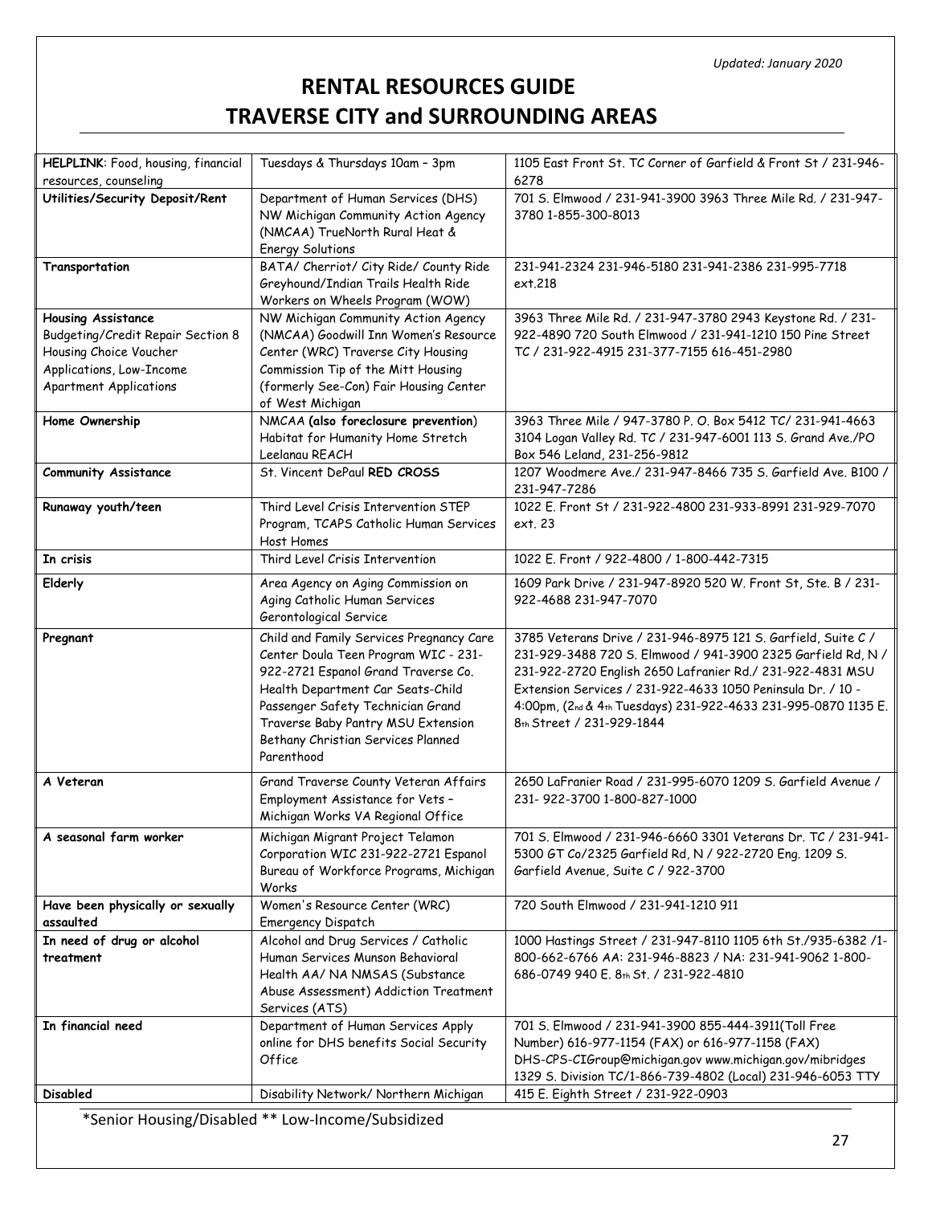*Updated: January 2020*

# RENTAL RESOURCES GUIDE
# TRAVERSE CITY and SURROUNDING AREAS

| | | |
|---|---|---|
| **HELPLINK**: Food, housing, financial resources, counseling | Tuesdays & Thursdays 10am – 3pm | 1105 East Front St. TC Corner of Garfield & Front St / 231-946-6278 |
| **Utilities/Security Deposit/Rent** | Department of Human Services (DHS) NW Michigan Community Action Agency (NMCAA) TrueNorth Rural Heat & Energy Solutions | 701 S. Elmwood / 231-941-3900 3963 Three Mile Rd. / 231-947-3780 1-855-300-8013 |
| **Transportation** | BATA/ Cherriot/ City Ride/ County Ride Greyhound/Indian Trails Health Ride Workers on Wheels Program (WOW) | 231-941-2324 231-946-5180 231-941-2386 231-995-7718 ext.218 |
| **Housing Assistance** Budgeting/Credit Repair Section 8 Housing Choice Voucher Applications, Low-Income Apartment Applications | NW Michigan Community Action Agency (NMCAA) Goodwill Inn Women's Resource Center (WRC) Traverse City Housing Commission Tip of the Mitt Housing (formerly See-Con) Fair Housing Center of West Michigan | 3963 Three Mile Rd. / 231-947-3780 2943 Keystone Rd. / 231-922-4890 720 South Elmwood / 231-941-1210 150 Pine Street TC / 231-922-4915 231-377-7155 616-451-2980 |
| **Home Ownership** | NMCAA **(also foreclosure prevention)** Habitat for Humanity Home Stretch Leelanau REACH | 3963 Three Mile / 947-3780 P. O. Box 5412 TC/ 231-941-4663 3104 Logan Valley Rd. TC / 231-947-6001 113 S. Grand Ave./PO Box 546 Leland, 231-256-9812 |
| **Community Assistance** | St. Vincent DePaul **RED CROSS** | 1207 Woodmere Ave./ 231-947-8466 735 S. Garfield Ave. B100 / 231-947-7286 |
| **Runaway youth/teen** | Third Level Crisis Intervention STEP Program, TCAPS Catholic Human Services Host Homes | 1022 E. Front St / 231-922-4800 231-933-8991 231-929-7070 ext. 23 |
| **In crisis** | Third Level Crisis Intervention | 1022 E. Front / 922-4800 / 1-800-442-7315 |
| **Elderly** | Area Agency on Aging Commission on Aging Catholic Human Services Gerontological Service | 1609 Park Drive / 231-947-8920 520 W. Front St, Ste. B / 231-922-4688 231-947-7070 |
| **Pregnant** | Child and Family Services Pregnancy Care Center Doula Teen Program WIC - 231-922-2721 Espanol Grand Traverse Co. Health Department Car Seats-Child Passenger Safety Technician Grand Traverse Baby Pantry MSU Extension Bethany Christian Services Planned Parenthood | 3785 Veterans Drive / 231-946-8975 121 S. Garfield, Suite C / 231-929-3488 720 S. Elmwood / 941-3900 2325 Garfield Rd, N / 231-922-2720 English 2650 Lafranier Rd./ 231-922-4831 MSU Extension Services / 231-922-4633 1050 Peninsula Dr. / 10 - 4:00pm, (2nd & 4th Tuesdays) 231-922-4633 231-995-0870 1135 E. 8th Street / 231-929-1844 |
| **A Veteran** | Grand Traverse County Veteran Affairs Employment Assistance for Vets – Michigan Works VA Regional Office | 2650 LaFranier Road / 231-995-6070 1209 S. Garfield Avenue / 231- 922-3700 1-800-827-1000 |
| **A seasonal farm worker** | Michigan Migrant Project Telamon Corporation WIC 231-922-2721 Espanol Bureau of Workforce Programs, Michigan Works | 701 S. Elmwood / 231-946-6660 3301 Veterans Dr. TC / 231-941-5300 GT Co/2325 Garfield Rd, N / 922-2720 Eng. 1209 S. Garfield Avenue, Suite C / 922-3700 |
| **Have been physically or sexually assaulted** | Women's Resource Center (WRC) Emergency Dispatch | 720 South Elmwood / 231-941-1210 911 |
| **In need of drug or alcohol treatment** | Alcohol and Drug Services / Catholic Human Services Munson Behavioral Health AA/ NA NMSAS (Substance Abuse Assessment) Addiction Treatment Services (ATS) | 1000 Hastings Street / 231-947-8110 1105 6th St./935-6382 /1-800-662-6766 AA: 231-946-8823 / NA: 231-941-9062 1-800-686-0749 940 E. 8th St. / 231-922-4810 |
| **In financial need** | Department of Human Services Apply online for DHS benefits Social Security Office | 701 S. Elmwood / 231-941-3900 855-444-3911(Toll Free Number) 616-977-1154 (FAX) or 616-977-1158 (FAX) DHS-CPS-CIGroup@michigan.gov www.michigan.gov/mibridges 1329 S. Division TC/1-866-739-4802 (Local) 231-946-6053 TTY |
| **Disabled** | Disability Network/ Northern Michigan | 415 E. Eighth Street / 231-922-0903 |

*Senior Housing/Disabled ** Low-Income/Subsidized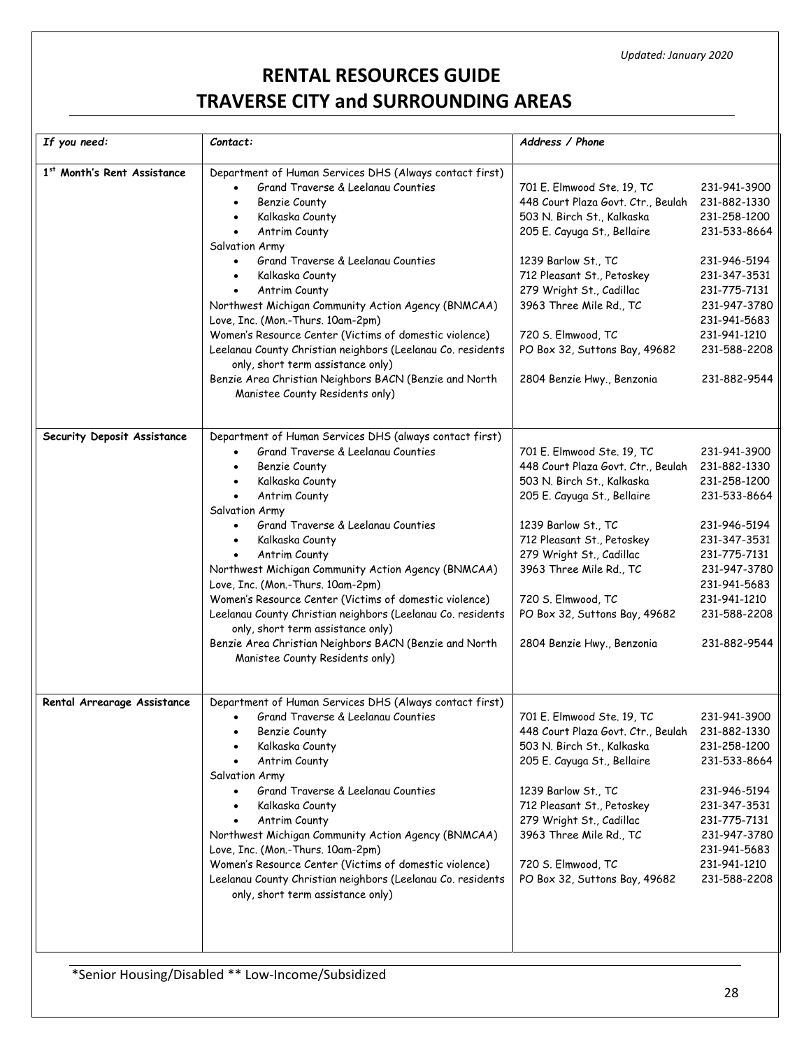*Updated: January 2020*

# RENTAL RESOURCES GUIDE
# TRAVERSE CITY and SURROUNDING AREAS

| *If you need:* | *Contact:* | *Address / Phone* | |
|---|---|---|---|
| **1st Month's Rent Assistance** | Department of Human Services DHS (Always contact first) | | |
| | • Grand Traverse & Leelanau Counties | 701 E. Elmwood Ste. 19, TC | 231-941-3900 |
| | • Benzie County | 448 Court Plaza Govt. Ctr., Beulah | 231-882-1330 |
| | • Kalkaska County | 503 N. Birch St., Kalkaska | 231-258-1200 |
| | • Antrim County | 205 E. Cayuga St., Bellaire | 231-533-8664 |
| | Salvation Army | | |
| | • Grand Traverse & Leelanau Counties | 1239 Barlow St., TC | 231-946-5194 |
| | • Kalkaska County | 712 Pleasant St., Petoskey | 231-347-3531 |
| | • Antrim County | 279 Wright St., Cadillac | 231-775-7131 |
| | Northwest Michigan Community Action Agency (BNMCAA) | 3963 Three Mile Rd., TC | 231-947-3780 |
| | Love, Inc. (Mon.-Thurs. 10am-2pm) | | 231-941-5683 |
| | Women's Resource Center (Victims of domestic violence) | 720 S. Elmwood, TC | 231-941-1210 |
| | Leelanau County Christian neighbors (Leelanau Co. residents only, short term assistance only) | PO Box 32, Suttons Bay, 49682 | 231-588-2208 |
| | Benzie Area Christian Neighbors BACN (Benzie and North Manistee County Residents only) | 2804 Benzie Hwy., Benzonia | 231-882-9544 |
| **Security Deposit Assistance** | Department of Human Services DHS (always contact first) | | |
| | • Grand Traverse & Leelanau Counties | 701 E. Elmwood Ste. 19, TC | 231-941-3900 |
| | • Benzie County | 448 Court Plaza Govt. Ctr., Beulah | 231-882-1330 |
| | • Kalkaska County | 503 N. Birch St., Kalkaska | 231-258-1200 |
| | • Antrim County | 205 E. Cayuga St., Bellaire | 231-533-8664 |
| | Salvation Army | | |
| | • Grand Traverse & Leelanau Counties | 1239 Barlow St., TC | 231-946-5194 |
| | • Kalkaska County | 712 Pleasant St., Petoskey | 231-347-3531 |
| | • Antrim County | 279 Wright St., Cadillac | 231-775-7131 |
| | Northwest Michigan Community Action Agency (BNMCAA) | 3963 Three Mile Rd., TC | 231-947-3780 |
| | Love, Inc. (Mon.-Thurs. 10am-2pm) | | 231-941-5683 |
| | Women's Resource Center (Victims of domestic violence) | 720 S. Elmwood, TC | 231-941-1210 |
| | Leelanau County Christian neighbors (Leelanau Co. residents only, short term assistance only) | PO Box 32, Suttons Bay, 49682 | 231-588-2208 |
| | Benzie Area Christian Neighbors BACN (Benzie and North Manistee County Residents only) | 2804 Benzie Hwy., Benzonia | 231-882-9544 |
| **Rental Arrearage Assistance** | Department of Human Services DHS (Always contact first) | | |
| | • Grand Traverse & Leelanau Counties | 701 E. Elmwood Ste. 19, TC | 231-941-3900 |
| | • Benzie County | 448 Court Plaza Govt. Ctr., Beulah | 231-882-1330 |
| | • Kalkaska County | 503 N. Birch St., Kalkaska | 231-258-1200 |
| | • Antrim County | 205 E. Cayuga St., Bellaire | 231-533-8664 |
| | Salvation Army | | |
| | • Grand Traverse & Leelanau Counties | 1239 Barlow St., TC | 231-946-5194 |
| | • Kalkaska County | 712 Pleasant St., Petoskey | 231-347-3531 |
| | • Antrim County | 279 Wright St., Cadillac | 231-775-7131 |
| | Northwest Michigan Community Action Agency (BNMCAA) | 3963 Three Mile Rd., TC | 231-947-3780 |
| | Love, Inc. (Mon.-Thurs. 10am-2pm) | | 231-941-5683 |
| | Women's Resource Center (Victims of domestic violence) | 720 S. Elmwood, TC | 231-941-1210 |
| | Leelanau County Christian neighbors (Leelanau Co. residents only, short term assistance only) | PO Box 32, Suttons Bay, 49682 | 231-588-2208 |

*Senior Housing/Disabled ** Low-Income/Subsidized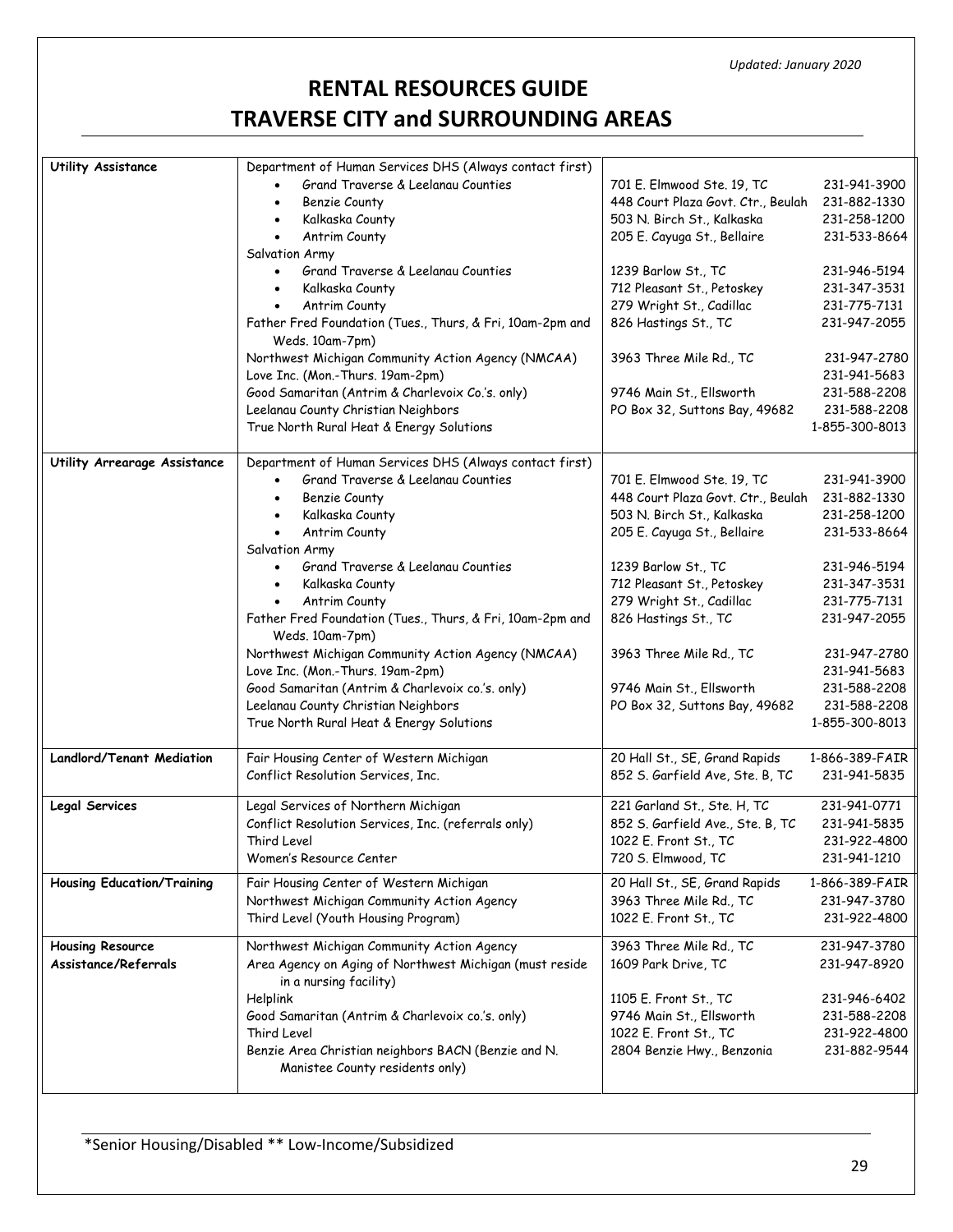*Updated: January 2020*

# RENTAL RESOURCES GUIDE
# TRAVERSE CITY and SURROUNDING AREAS

| | | | |
|---|---|---|---|
| **Utility Assistance** | Department of Human Services DHS (Always contact first) | | |
| | • Grand Traverse & Leelanau Counties | 701 E. Elmwood Ste. 19, TC | 231-941-3900 |
| | • Benzie County | 448 Court Plaza Govt. Ctr., Beulah | 231-882-1330 |
| | • Kalkaska County | 503 N. Birch St., Kalkaska | 231-258-1200 |
| | • Antrim County | 205 E. Cayuga St., Bellaire | 231-533-8664 |
| | Salvation Army | | |
| | • Grand Traverse & Leelanau Counties | 1239 Barlow St., TC | 231-946-5194 |
| | • Kalkaska County | 712 Pleasant St., Petoskey | 231-347-3531 |
| | • Antrim County | 279 Wright St., Cadillac | 231-775-7131 |
| | Father Fred Foundation (Tues., Thurs, & Fri, 10am-2pm and Weds. 10am-7pm) | 826 Hastings St., TC | 231-947-2055 |
| | Northwest Michigan Community Action Agency (NMCAA) | 3963 Three Mile Rd., TC | 231-947-2780 |
| | Love Inc. (Mon.-Thurs. 19am-2pm) | | 231-941-5683 |
| | Good Samaritan (Antrim & Charlevoix Co.'s. only) | 9746 Main St., Ellsworth | 231-588-2208 |
| | Leelanau County Christian Neighbors | PO Box 32, Suttons Bay, 49682 | 231-588-2208 |
| | True North Rural Heat & Energy Solutions | | 1-855-300-8013 |
| **Utility Arrearage Assistance** | Department of Human Services DHS (Always contact first) | | |
| | • Grand Traverse & Leelanau Counties | 701 E. Elmwood Ste. 19, TC | 231-941-3900 |
| | • Benzie County | 448 Court Plaza Govt. Ctr., Beulah | 231-882-1330 |
| | • Kalkaska County | 503 N. Birch St., Kalkaska | 231-258-1200 |
| | • Antrim County | 205 E. Cayuga St., Bellaire | 231-533-8664 |
| | Salvation Army | | |
| | • Grand Traverse & Leelanau Counties | 1239 Barlow St., TC | 231-946-5194 |
| | • Kalkaska County | 712 Pleasant St., Petoskey | 231-347-3531 |
| | • Antrim County | 279 Wright St., Cadillac | 231-775-7131 |
| | Father Fred Foundation (Tues., Thurs, & Fri, 10am-2pm and Weds. 10am-7pm) | 826 Hastings St., TC | 231-947-2055 |
| | Northwest Michigan Community Action Agency (NMCAA) | 3963 Three Mile Rd., TC | 231-947-2780 |
| | Love Inc. (Mon.-Thurs. 19am-2pm) | | 231-941-5683 |
| | Good Samaritan (Antrim & Charlevoix co.'s. only) | 9746 Main St., Ellsworth | 231-588-2208 |
| | Leelanau County Christian Neighbors | PO Box 32, Suttons Bay, 49682 | 231-588-2208 |
| | True North Rural Heat & Energy Solutions | | 1-855-300-8013 |
| **Landlord/Tenant Mediation** | Fair Housing Center of Western Michigan | 20 Hall St., SE, Grand Rapids | 1-866-389-FAIR |
| | Conflict Resolution Services, Inc. | 852 S. Garfield Ave, Ste. B, TC | 231-941-5835 |
| **Legal Services** | Legal Services of Northern Michigan | 221 Garland St., Ste. H, TC | 231-941-0771 |
| | Conflict Resolution Services, Inc. (referrals only) | 852 S. Garfield Ave., Ste. B, TC | 231-941-5835 |
| | Third Level | 1022 E. Front St., TC | 231-922-4800 |
| | Women's Resource Center | 720 S. Elmwood, TC | 231-941-1210 |
| **Housing Education/Training** | Fair Housing Center of Western Michigan | 20 Hall St., SE, Grand Rapids | 1-866-389-FAIR |
| | Northwest Michigan Community Action Agency | 3963 Three Mile Rd., TC | 231-947-3780 |
| | Third Level (Youth Housing Program) | 1022 E. Front St., TC | 231-922-4800 |
| **Housing Resource Assistance/Referrals** | Northwest Michigan Community Action Agency | 3963 Three Mile Rd., TC | 231-947-3780 |
| | Area Agency on Aging of Northwest Michigan (must reside in a nursing facility) | 1609 Park Drive, TC | 231-947-8920 |
| | Helplink | 1105 E. Front St., TC | 231-946-6402 |
| | Good Samaritan (Antrim & Charlevoix co.'s. only) | 9746 Main St., Ellsworth | 231-588-2208 |
| | Third Level | 1022 E. Front St., TC | 231-922-4800 |
| | Benzie Area Christian neighbors BACN (Benzie and N. Manistee County residents only) | 2804 Benzie Hwy., Benzonia | 231-882-9544 |

*Senior Housing/Disabled ** Low-Income/Subsidized